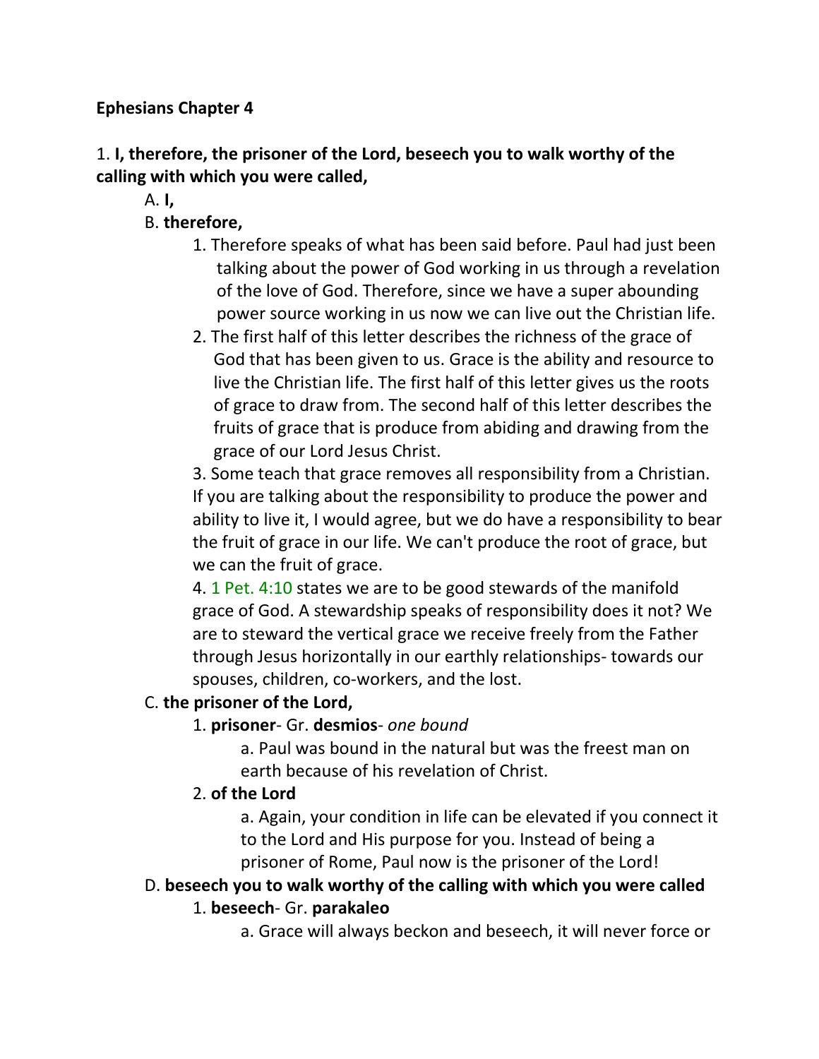**Ephesians Chapter 4**

1. **I, therefore, the prisoner of the Lord, beseech you to walk worthy of the calling with which you were called,**

A. **I,**

B. **therefore,**

1. Therefore speaks of what has been said before. Paul had just been talking about the power of God working in us through a revelation of the love of God. Therefore, since we have a super abounding power source working in us now we can live out the Christian life.

2. The first half of this letter describes the richness of the grace of God that has been given to us. Grace is the ability and resource to live the Christian life. The first half of this letter gives us the roots of grace to draw from. The second half of this letter describes the fruits of grace that is produce from abiding and drawing from the grace of our Lord Jesus Christ.

3. Some teach that grace removes all responsibility from a Christian. If you are talking about the responsibility to produce the power and ability to live it, I would agree, but we do have a responsibility to bear the fruit of grace in our life. We can't produce the root of grace, but we can the fruit of grace.

4. 1 Pet. 4:10 states we are to be good stewards of the manifold grace of God. A stewardship speaks of responsibility does it not? We are to steward the vertical grace we receive freely from the Father through Jesus horizontally in our earthly relationships- towards our spouses, children, co-workers, and the lost.

C. **the prisoner of the Lord,**

1. **prisoner**- Gr. **desmios**- *one bound*

a. Paul was bound in the natural but was the freest man on earth because of his revelation of Christ.

2. **of the Lord**

a. Again, your condition in life can be elevated if you connect it to the Lord and His purpose for you. Instead of being a prisoner of Rome, Paul now is the prisoner of the Lord!

D. **beseech you to walk worthy of the calling with which you were called**

1. **beseech**- Gr. **parakaleo**

a. Grace will always beckon and beseech, it will never force or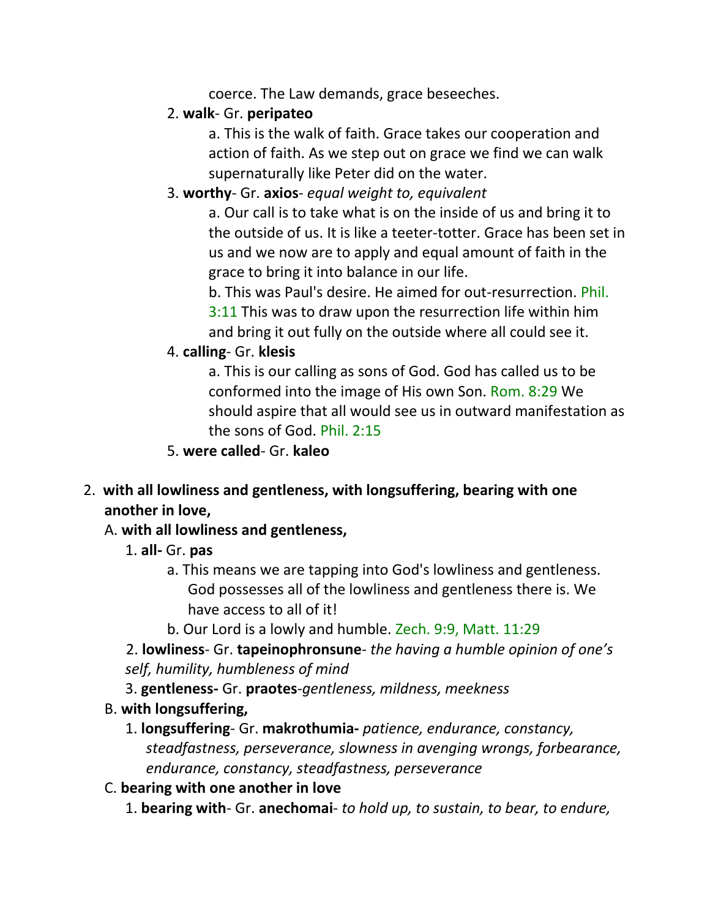coerce. The Law demands, grace beseeches.

2. **walk**- Gr. **peripateo**

   a. This is the walk of faith. Grace takes our cooperation and action of faith. As we step out on grace we find we can walk supernaturally like Peter did on the water.

3. **worthy**- Gr. **axios**- *equal weight to, equivalent*

   a. Our call is to take what is on the inside of us and bring it to the outside of us. It is like a teeter-totter. Grace has been set in us and we now are to apply and equal amount of faith in the grace to bring it into balance in our life.

   b. This was Paul's desire. He aimed for out-resurrection. Phil. 3:11 This was to draw upon the resurrection life within him and bring it out fully on the outside where all could see it.

4. **calling**- Gr. **klesis**

   a. This is our calling as sons of God. God has called us to be conformed into the image of His own Son. Rom. 8:29 We should aspire that all would see us in outward manifestation as the sons of God. Phil. 2:15

5. **were called**- Gr. **kaleo**

2. **with all lowliness and gentleness, with longsuffering, bearing with one another in love,**

   A. **with all lowliness and gentleness,**

   1. **all-** Gr. **pas**

      a. This means we are tapping into God's lowliness and gentleness. God possesses all of the lowliness and gentleness there is. We have access to all of it!

      b. Our Lord is a lowly and humble. Zech. 9:9, Matt. 11:29

   2. **lowliness**- Gr. **tapeinophronsune**- *the having a humble opinion of one's self, humility, humbleness of mind*

   3. **gentleness-** Gr. **praotes**-*gentleness, mildness, meekness*

   B. **with longsuffering,**

   1. **longsuffering**- Gr. **makrothumia-** *patience, endurance, constancy, steadfastness, perseverance, slowness in avenging wrongs, forbearance, endurance, constancy, steadfastness, perseverance*

   C. **bearing with one another in love**

   1. **bearing with**- Gr. **anechomai**- *to hold up, to sustain, to bear, to endure,*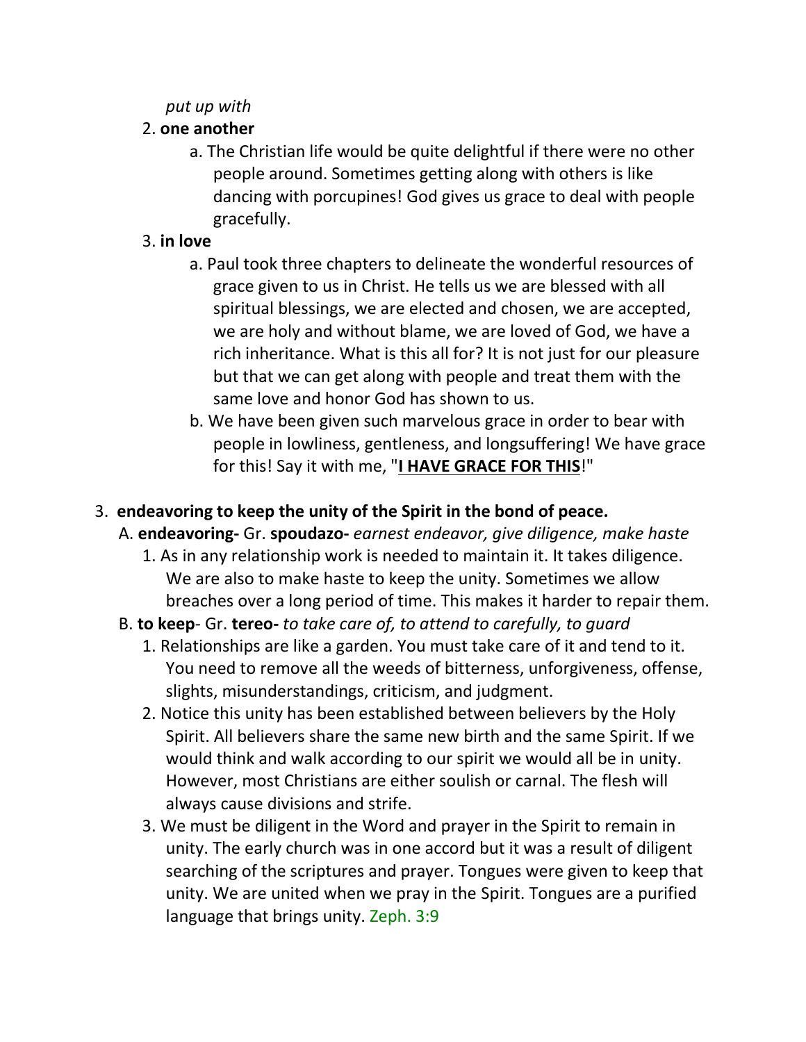*put up with*

2. **one another**
    a. The Christian life would be quite delightful if there were no other people around. Sometimes getting along with others is like dancing with porcupines! God gives us grace to deal with people gracefully.

3. **in love**
    a. Paul took three chapters to delineate the wonderful resources of grace given to us in Christ. He tells us we are blessed with all spiritual blessings, we are elected and chosen, we are accepted, we are holy and without blame, we are loved of God, we have a rich inheritance. What is this all for? It is not just for our pleasure but that we can get along with people and treat them with the same love and honor God has shown to us.
    b. We have been given such marvelous grace in order to bear with people in lowliness, gentleness, and longsuffering! We have grace for this! Say it with me, "**<u>I HAVE GRACE FOR THIS</u>**!"

3. **endeavoring to keep the unity of the Spirit in the bond of peace.**

A. **endeavoring-** Gr. **spoudazo-** *earnest endeavor, give diligence, make haste*

1. As in any relationship work is needed to maintain it. It takes diligence. We are also to make haste to keep the unity. Sometimes we allow breaches over a long period of time. This makes it harder to repair them.

B. **to keep**- Gr. **tereo-** *to take care of, to attend to carefully, to guard*

1. Relationships are like a garden. You must take care of it and tend to it. You need to remove all the weeds of bitterness, unforgiveness, offense, slights, misunderstandings, criticism, and judgment.
2. Notice this unity has been established between believers by the Holy Spirit. All believers share the same new birth and the same Spirit. If we would think and walk according to our spirit we would all be in unity. However, most Christians are either soulish or carnal. The flesh will always cause divisions and strife.
3. We must be diligent in the Word and prayer in the Spirit to remain in unity. The early church was in one accord but it was a result of diligent searching of the scriptures and prayer. Tongues were given to keep that unity. We are united when we pray in the Spirit. Tongues are a purified language that brings unity. Zeph. 3:9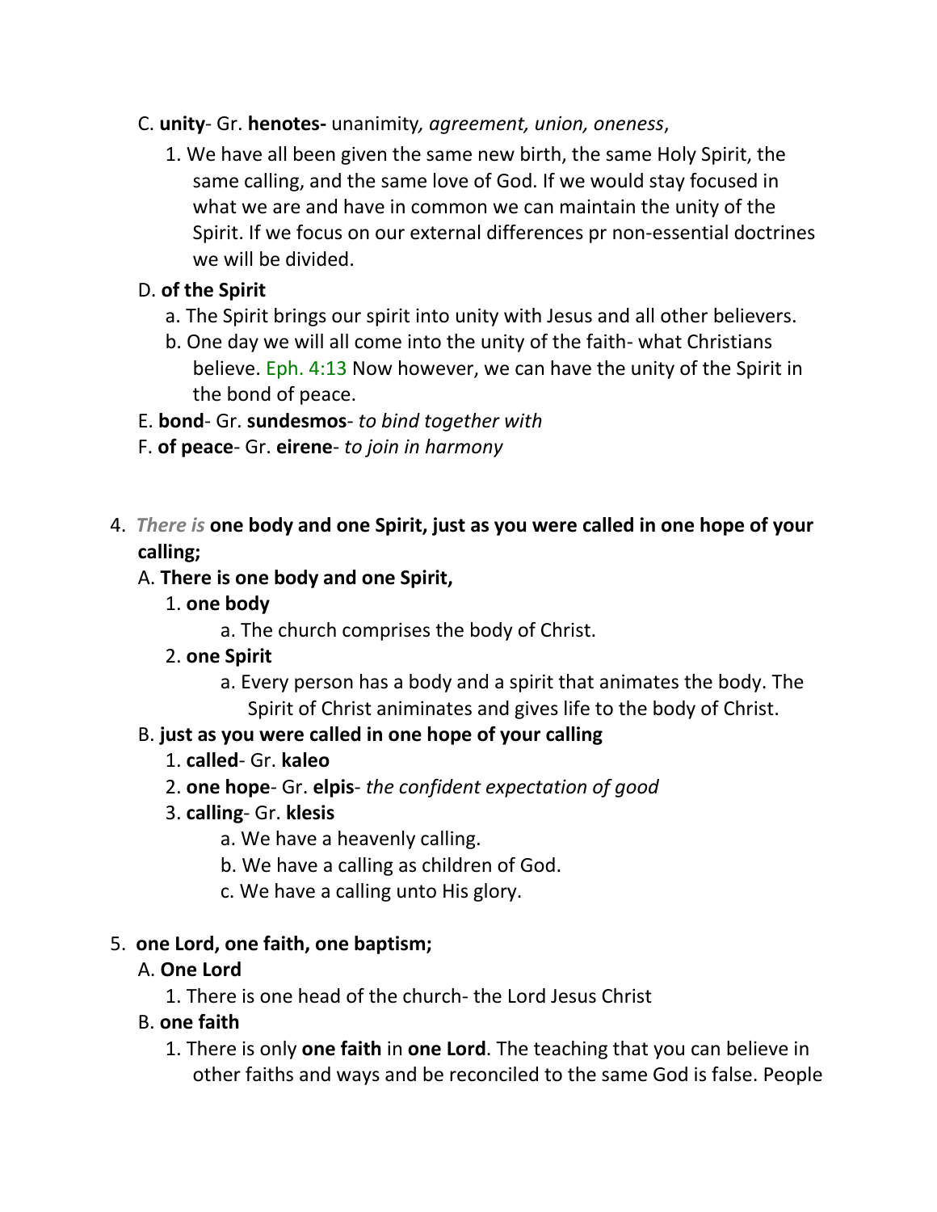C. **unity**- Gr. **henotes-** unanimity*, agreement, union, oneness*,

1. We have all been given the same new birth, the same Holy Spirit, the same calling, and the same love of God. If we would stay focused in what we are and have in common we can maintain the unity of the Spirit. If we focus on our external differences pr non-essential doctrines we will be divided.

D. **of the Spirit**

a. The Spirit brings our spirit into unity with Jesus and all other believers.

b. One day we will all come into the unity of the faith- what Christians believe. Eph. 4:13 Now however, we can have the unity of the Spirit in the bond of peace.

E. **bond**- Gr. **sundesmos**- *to bind together with*

F. **of peace**- Gr. **eirene**- *to join in harmony*

4. ***There is*** **one body and one Spirit, just as you were called in one hope of your calling;**

A. **There is one body and one Spirit,**

1. **one body**

a. The church comprises the body of Christ.

2. **one Spirit**

a. Every person has a body and a spirit that animates the body. The Spirit of Christ animinates and gives life to the body of Christ.

B. **just as you were called in one hope of your calling**

1. **called**- Gr. **kaleo**

2. **one hope**- Gr. **elpis**- *the confident expectation of good*

3. **calling**- Gr. **klesis**

a. We have a heavenly calling.

b. We have a calling as children of God.

c. We have a calling unto His glory.

5. **one Lord, one faith, one baptism;**

A. **One Lord**

1. There is one head of the church- the Lord Jesus Christ

B. **one faith**

1. There is only **one faith** in **one Lord**. The teaching that you can believe in other faiths and ways and be reconciled to the same God is false. People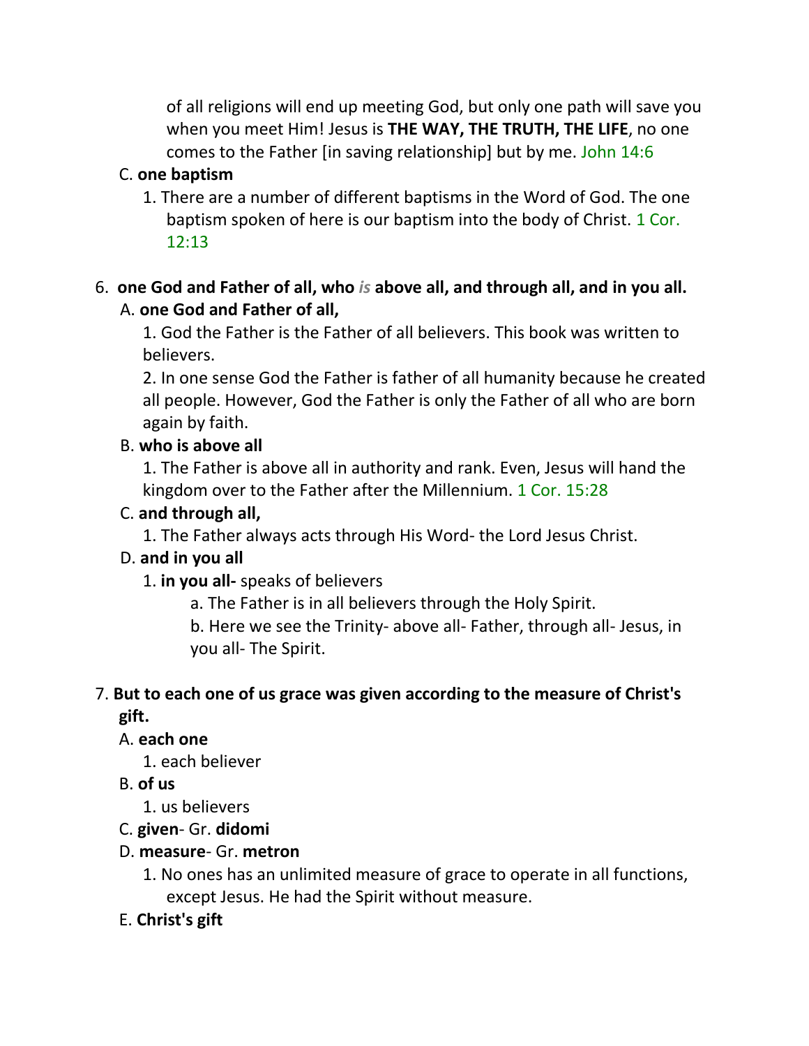of all religions will end up meeting God, but only one path will save you when you meet Him! Jesus is **THE WAY, THE TRUTH, THE LIFE**, no one comes to the Father [in saving relationship] but by me. John 14:6

C. **one baptism**

1. There are a number of different baptisms in the Word of God. The one baptism spoken of here is our baptism into the body of Christ. 1 Cor. 12:13

6. **one God and Father of all, who *is* above all, and through all, and in you all.**

A. **one God and Father of all,**

1. God the Father is the Father of all believers. This book was written to believers.

2. In one sense God the Father is father of all humanity because he created all people. However, God the Father is only the Father of all who are born again by faith.

B. **who is above all**

1. The Father is above all in authority and rank. Even, Jesus will hand the kingdom over to the Father after the Millennium. 1 Cor. 15:28

C. **and through all,**

1. The Father always acts through His Word- the Lord Jesus Christ.

D. **and in you all**

1. **in you all-** speaks of believers

a. The Father is in all believers through the Holy Spirit.

b. Here we see the Trinity- above all- Father, through all- Jesus, in you all- The Spirit.

7. **But to each one of us grace was given according to the measure of Christ's gift.**

A. **each one**

1. each believer

B. **of us**

1. us believers

C. **given**- Gr. **didomi**

D. **measure**- Gr. **metron**

1. No ones has an unlimited measure of grace to operate in all functions, except Jesus. He had the Spirit without measure.

E. **Christ's gift**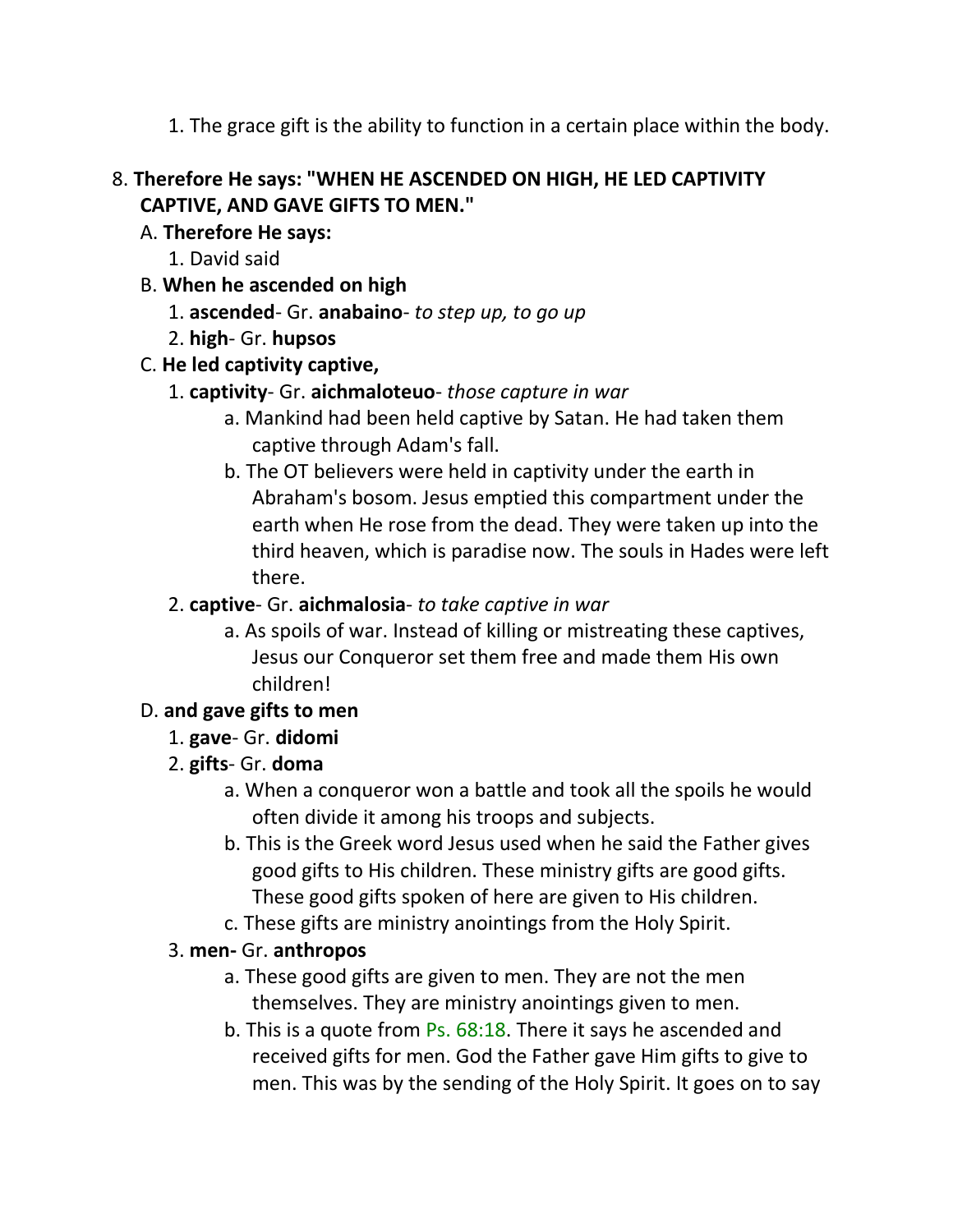1. The grace gift is the ability to function in a certain place within the body.

8. **Therefore He says: "WHEN HE ASCENDED ON HIGH, HE LED CAPTIVITY CAPTIVE, AND GAVE GIFTS TO MEN."**
   A. **Therefore He says:**
      1. David said
   B. **When he ascended on high**
      1. **ascended**- Gr. **anabaino**- *to step up, to go up*
      2. **high**- Gr. **hupsos**
   C. **He led captivity captive,**
      1. **captivity**- Gr. **aichmaloteuo**- *those capture in war*
         a. Mankind had been held captive by Satan. He had taken them captive through Adam's fall.
         b. The OT believers were held in captivity under the earth in Abraham's bosom. Jesus emptied this compartment under the earth when He rose from the dead. They were taken up into the third heaven, which is paradise now. The souls in Hades were left there.
      2. **captive**- Gr. **aichmalosia**- *to take captive in war*
         a. As spoils of war. Instead of killing or mistreating these captives, Jesus our Conqueror set them free and made them His own children!
   D. **and gave gifts to men**
      1. **gave**- Gr. **didomi**
      2. **gifts**- Gr. **doma**
         a. When a conqueror won a battle and took all the spoils he would often divide it among his troops and subjects.
         b. This is the Greek word Jesus used when he said the Father gives good gifts to His children. These ministry gifts are good gifts. These good gifts spoken of here are given to His children.
         c. These gifts are ministry anointings from the Holy Spirit.
      3. **men-** Gr. **anthropos**
         a. These good gifts are given to men. They are not the men themselves. They are ministry anointings given to men.
         b. This is a quote from Ps. 68:18. There it says he ascended and received gifts for men. God the Father gave Him gifts to give to men. This was by the sending of the Holy Spirit. It goes on to say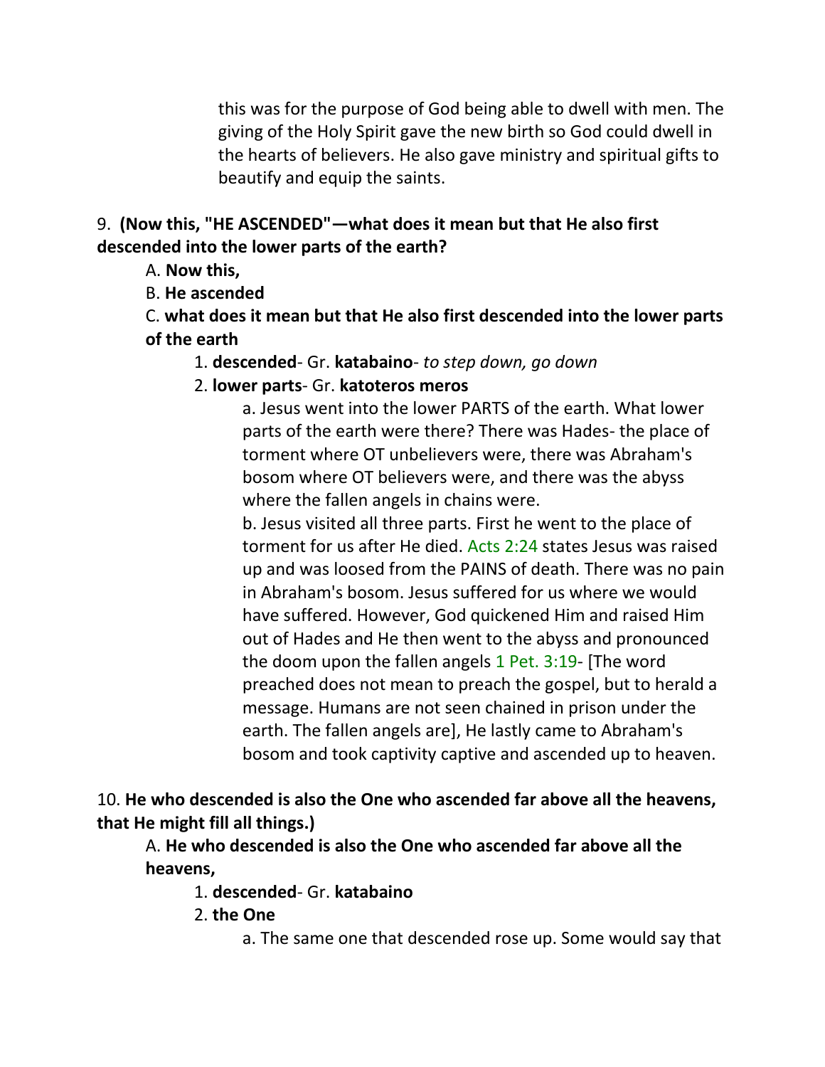this was for the purpose of God being able to dwell with men. The giving of the Holy Spirit gave the new birth so God could dwell in the hearts of believers. He also gave ministry and spiritual gifts to beautify and equip the saints.

9. **(Now this, "HE ASCENDED"—what does it mean but that He also first descended into the lower parts of the earth?**

A. **Now this,**

B. **He ascended**

C. **what does it mean but that He also first descended into the lower parts of the earth**

1. **descended**- Gr. **katabaino**- *to step down, go down*

2. **lower parts**- Gr. **katoteros meros**

a. Jesus went into the lower PARTS of the earth. What lower parts of the earth were there? There was Hades- the place of torment where OT unbelievers were, there was Abraham's bosom where OT believers were, and there was the abyss where the fallen angels in chains were.

b. Jesus visited all three parts. First he went to the place of torment for us after He died. Acts 2:24 states Jesus was raised up and was loosed from the PAINS of death. There was no pain in Abraham's bosom. Jesus suffered for us where we would have suffered. However, God quickened Him and raised Him out of Hades and He then went to the abyss and pronounced the doom upon the fallen angels 1 Pet. 3:19- [The word preached does not mean to preach the gospel, but to herald a message. Humans are not seen chained in prison under the earth. The fallen angels are], He lastly came to Abraham's bosom and took captivity captive and ascended up to heaven.

10. **He who descended is also the One who ascended far above all the heavens, that He might fill all things.)**

A. **He who descended is also the One who ascended far above all the heavens,**

1. **descended**- Gr. **katabaino**

2. **the One**

a. The same one that descended rose up. Some would say that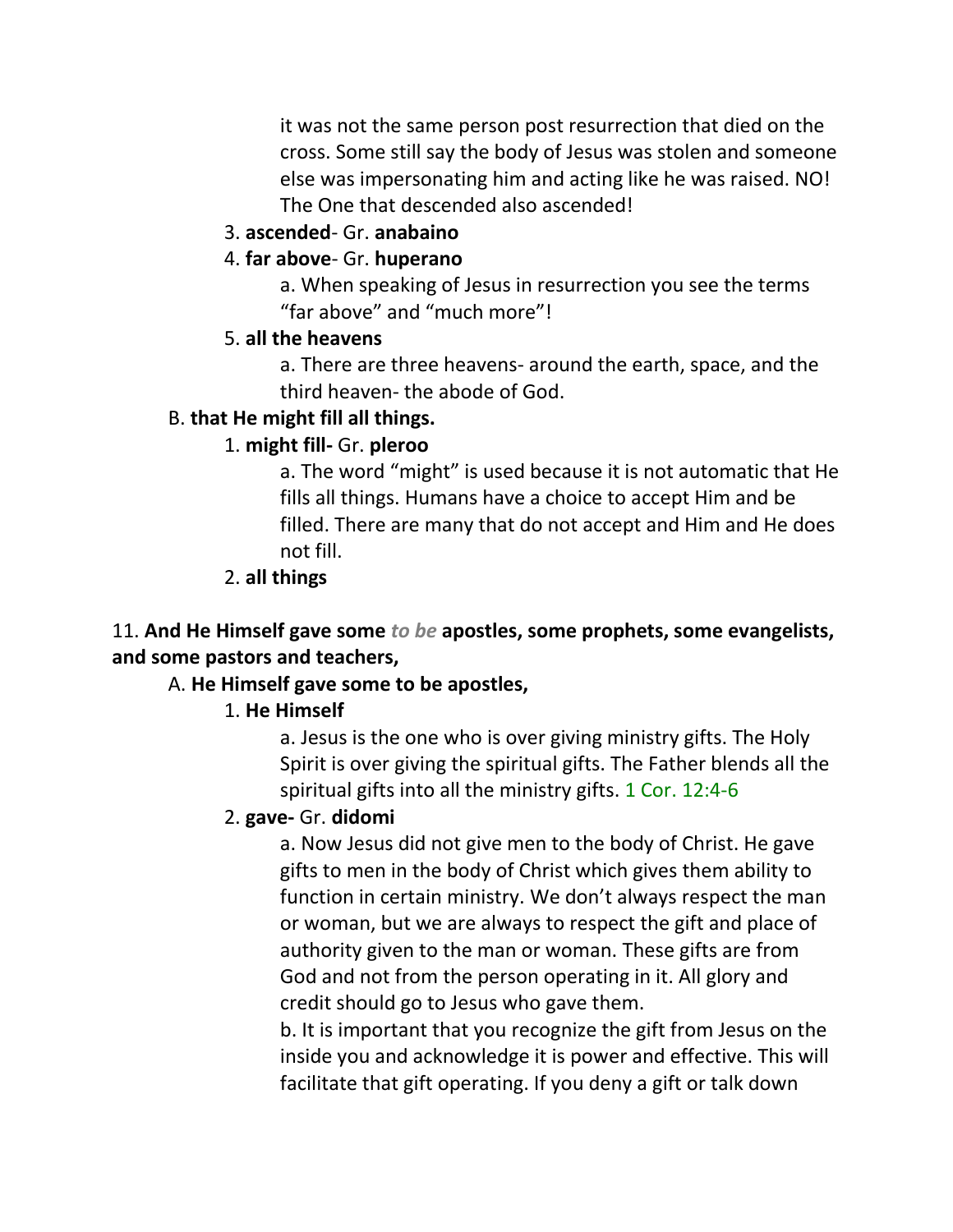it was not the same person post resurrection that died on the cross. Some still say the body of Jesus was stolen and someone else was impersonating him and acting like he was raised. NO! The One that descended also ascended!

3. **ascended**- Gr. **anabaino**

4. **far above**- Gr. **huperano**

    a. When speaking of Jesus in resurrection you see the terms "far above" and "much more"!

5. **all the heavens**

    a. There are three heavens- around the earth, space, and the third heaven- the abode of God.

B. **that He might fill all things.**

1. **might fill-** Gr. **pleroo**

    a. The word "might" is used because it is not automatic that He fills all things. Humans have a choice to accept Him and be filled. There are many that do not accept and Him and He does not fill.

2. **all things**

11. **And He Himself gave some *to be* apostles, some prophets, some evangelists, and some pastors and teachers,**

A. **He Himself gave some to be apostles,**

1. **He Himself**

    a. Jesus is the one who is over giving ministry gifts. The Holy Spirit is over giving the spiritual gifts. The Father blends all the spiritual gifts into all the ministry gifts. 1 Cor. 12:4-6

2. **gave-** Gr. **didomi**

    a. Now Jesus did not give men to the body of Christ. He gave gifts to men in the body of Christ which gives them ability to function in certain ministry. We don't always respect the man or woman, but we are always to respect the gift and place of authority given to the man or woman. These gifts are from God and not from the person operating in it. All glory and credit should go to Jesus who gave them.

    b. It is important that you recognize the gift from Jesus on the inside you and acknowledge it is power and effective. This will facilitate that gift operating. If you deny a gift or talk down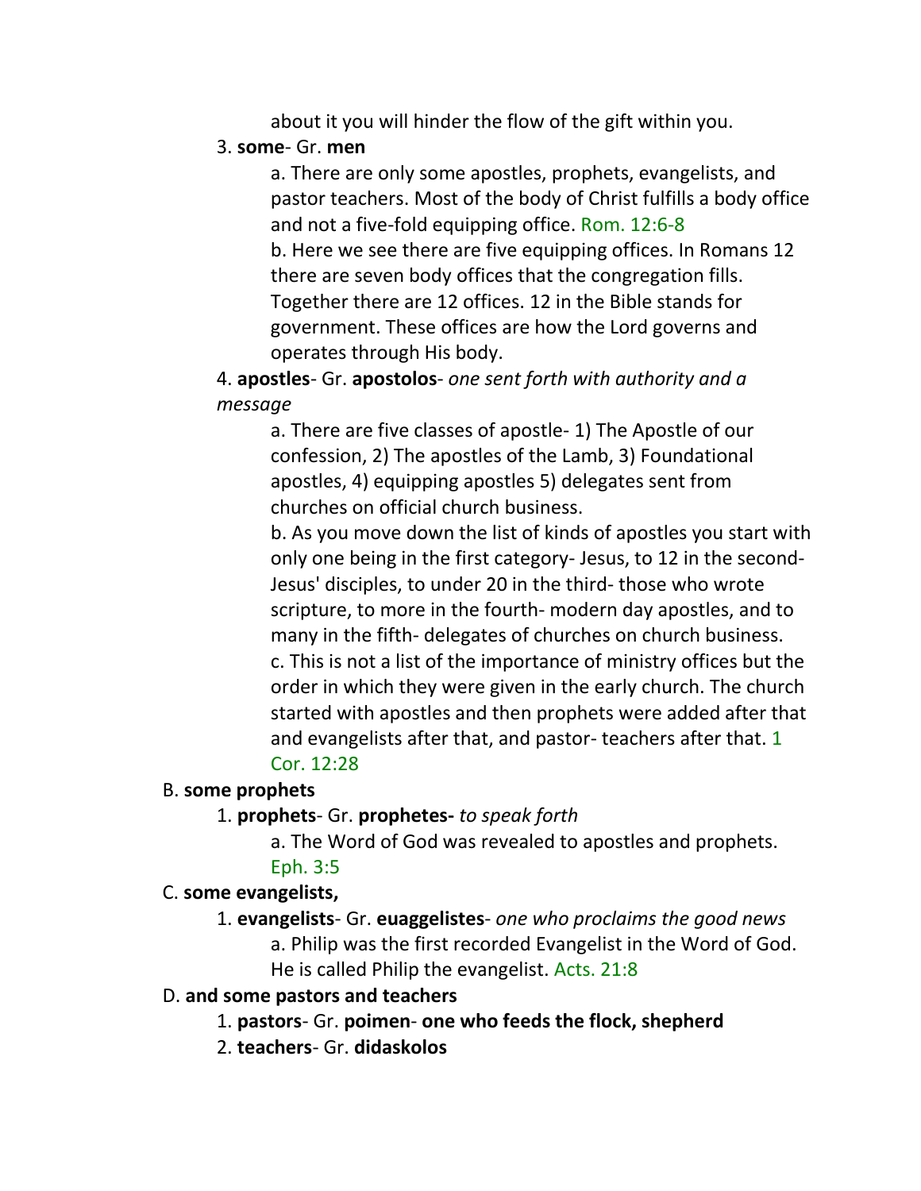about it you will hinder the flow of the gift within you.

3. **some**- Gr. **men**

    a. There are only some apostles, prophets, evangelists, and pastor teachers. Most of the body of Christ fulfills a body office and not a five-fold equipping office. Rom. 12:6-8

    b. Here we see there are five equipping offices. In Romans 12 there are seven body offices that the congregation fills. Together there are 12 offices. 12 in the Bible stands for government. These offices are how the Lord governs and operates through His body.

4. **apostles**- Gr. **apostolos**- *one sent forth with authority and a message*

    a. There are five classes of apostle- 1) The Apostle of our confession, 2) The apostles of the Lamb, 3) Foundational apostles, 4) equipping apostles 5) delegates sent from churches on official church business.

    b. As you move down the list of kinds of apostles you start with only one being in the first category- Jesus, to 12 in the second- Jesus' disciples, to under 20 in the third- those who wrote scripture, to more in the fourth- modern day apostles, and to many in the fifth- delegates of churches on church business.

    c. This is not a list of the importance of ministry offices but the order in which they were given in the early church. The church started with apostles and then prophets were added after that and evangelists after that, and pastor- teachers after that. 1 Cor. 12:28

B. **some prophets**

1. **prophets**- Gr. **prophetes-** *to speak forth*

    a. The Word of God was revealed to apostles and prophets. Eph. 3:5

C. **some evangelists,**

1. **evangelists**- Gr. **euaggelistes**- *one who proclaims the good news*

    a. Philip was the first recorded Evangelist in the Word of God. He is called Philip the evangelist. Acts. 21:8

D. **and some pastors and teachers**

1. **pastors**- Gr. **poimen**- **one who feeds the flock, shepherd**
2. **teachers**- Gr. **didaskolos**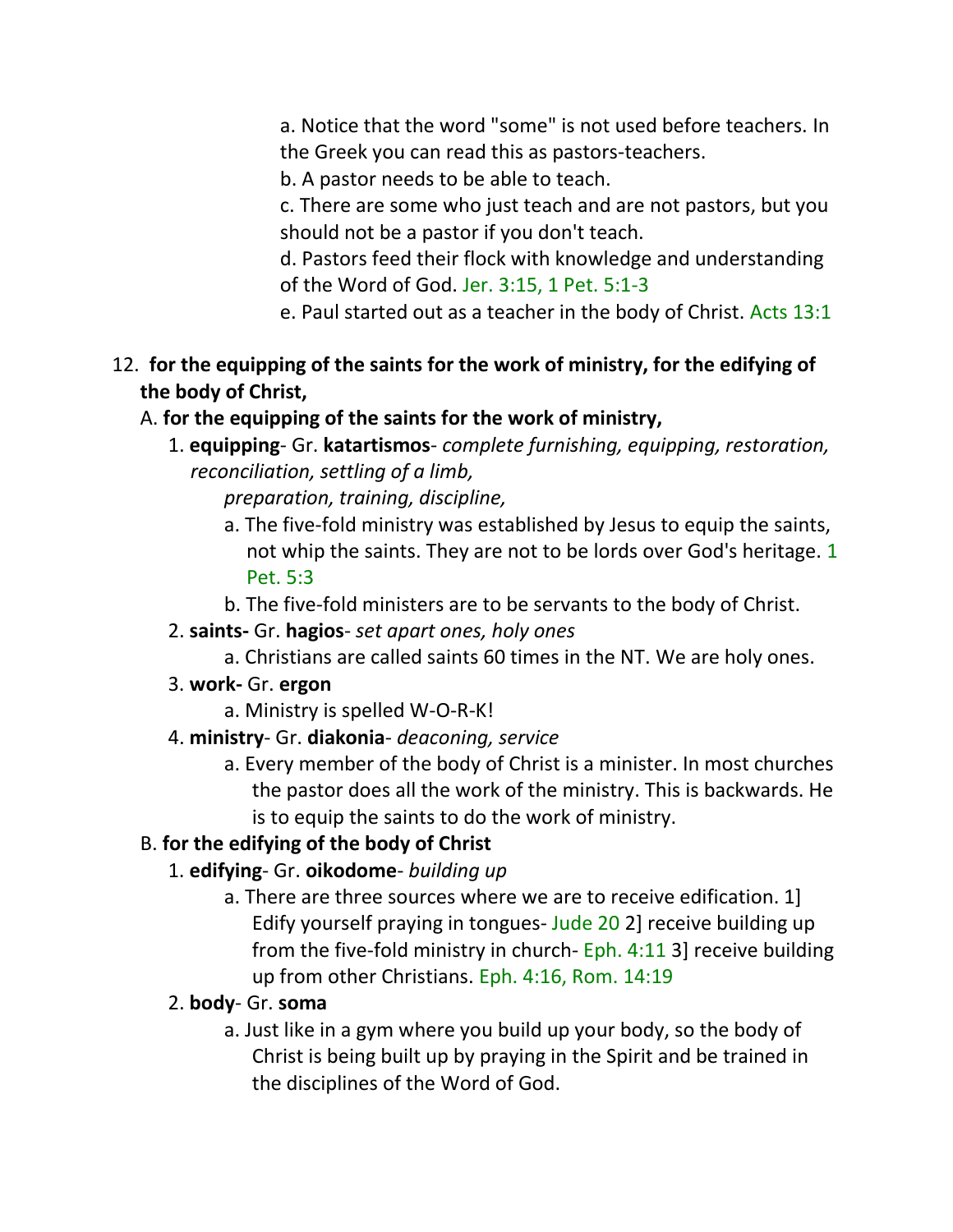a. Notice that the word "some" is not used before teachers. In the Greek you can read this as pastors-teachers.

b. A pastor needs to be able to teach.

c. There are some who just teach and are not pastors, but you should not be a pastor if you don't teach.

d. Pastors feed their flock with knowledge and understanding of the Word of God. Jer. 3:15, 1 Pet. 5:1-3

e. Paul started out as a teacher in the body of Christ. Acts 13:1

12. **for the equipping of the saints for the work of ministry, for the edifying of the body of Christ,**

A. **for the equipping of the saints for the work of ministry,**

1. **equipping**- Gr. **katartismos**- *complete furnishing, equipping, restoration, reconciliation, settling of a limb, preparation, training, discipline,*
   - a. The five-fold ministry was established by Jesus to equip the saints, not whip the saints. They are not to be lords over God's heritage. 1 Pet. 5:3
   - b. The five-fold ministers are to be servants to the body of Christ.
2. **saints-** Gr. **hagios**- *set apart ones, holy ones*
   - a. Christians are called saints 60 times in the NT. We are holy ones.
3. **work-** Gr. **ergon**
   - a. Ministry is spelled W-O-R-K!
4. **ministry**- Gr. **diakonia**- *deaconing, service*
   - a. Every member of the body of Christ is a minister. In most churches the pastor does all the work of the ministry. This is backwards. He is to equip the saints to do the work of ministry.

B. **for the edifying of the body of Christ**

1. **edifying**- Gr. **oikodome**- *building up*
   - a. There are three sources where we are to receive edification. 1] Edify yourself praying in tongues- Jude 20 2] receive building up from the five-fold ministry in church- Eph. 4:11 3] receive building up from other Christians. Eph. 4:16, Rom. 14:19
2. **body**- Gr. **soma**
   - a. Just like in a gym where you build up your body, so the body of Christ is being built up by praying in the Spirit and be trained in the disciplines of the Word of God.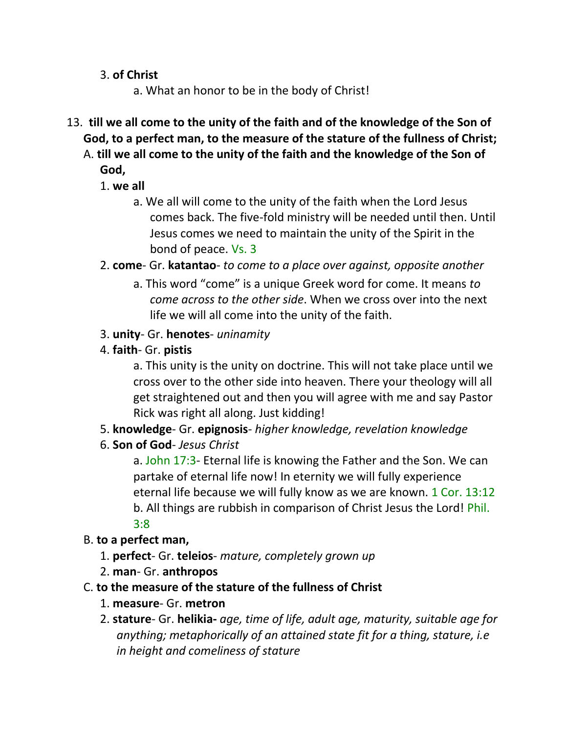3. **of Christ**

    a. What an honor to be in the body of Christ!

13. **till we all come to the unity of the faith and of the knowledge of the Son of God, to a perfect man, to the measure of the stature of the fullness of Christ;**

A. **till we all come to the unity of the faith and the knowledge of the Son of God,**

1. **we all**

    a. We all will come to the unity of the faith when the Lord Jesus comes back. The five-fold ministry will be needed until then. Until Jesus comes we need to maintain the unity of the Spirit in the bond of peace. Vs. 3

2. **come**- Gr. **katantao**- *to come to a place over against, opposite another*

    a. This word "come" is a unique Greek word for come. It means *to come across to the other side*. When we cross over into the next life we will all come into the unity of the faith.

3. **unity**- Gr. **henotes**- *uninamity*

4. **faith**- Gr. **pistis**

    a. This unity is the unity on doctrine. This will not take place until we cross over to the other side into heaven. There your theology will all get straightened out and then you will agree with me and say Pastor Rick was right all along. Just kidding!

5. **knowledge**- Gr. **epignosis**- *higher knowledge, revelation knowledge*

6. **Son of God**- *Jesus Christ*

    a. John 17:3- Eternal life is knowing the Father and the Son. We can partake of eternal life now! In eternity we will fully experience eternal life because we will fully know as we are known. 1 Cor. 13:12

    b. All things are rubbish in comparison of Christ Jesus the Lord! Phil. 3:8

B. **to a perfect man,**

1. **perfect**- Gr. **teleios**- *mature, completely grown up*
2. **man**- Gr. **anthropos**

C. **to the measure of the stature of the fullness of Christ**

1. **measure**- Gr. **metron**
2. **stature**- Gr. **helikia-** *age, time of life, adult age, maturity, suitable age for anything; metaphorically of an attained state fit for a thing, stature, i.e in height and comeliness of stature*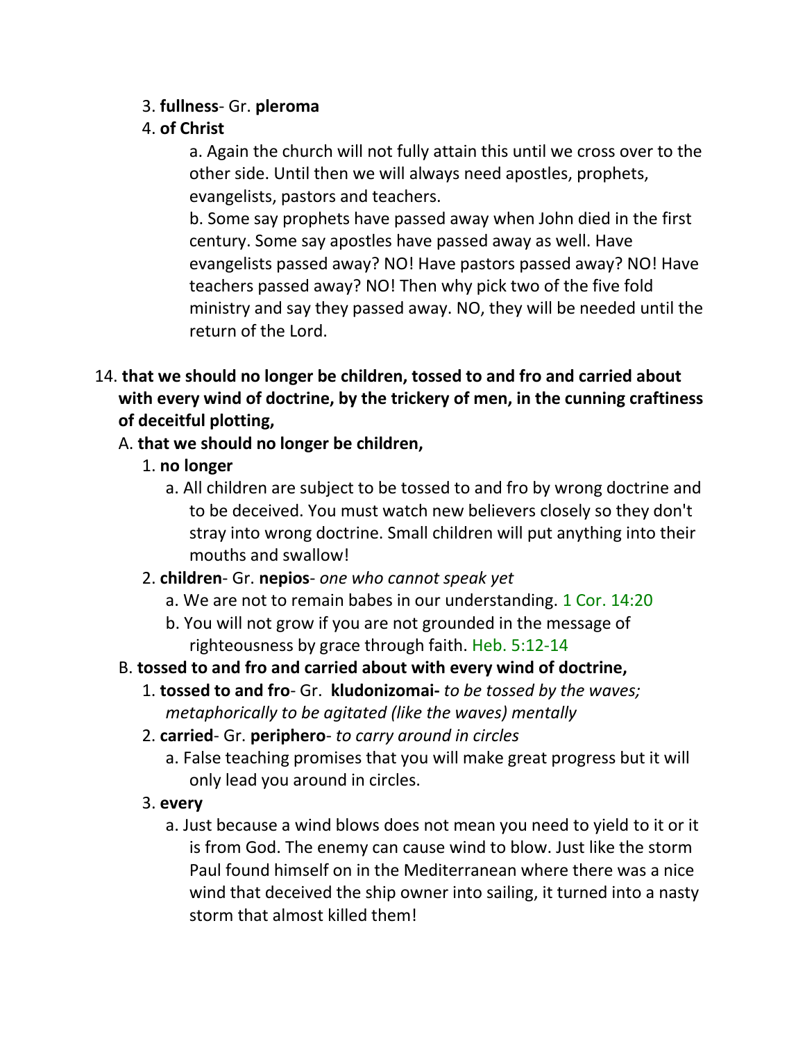3. **fullness**- Gr. **pleroma**
4. **of Christ**
    a. Again the church will not fully attain this until we cross over to the other side. Until then we will always need apostles, prophets, evangelists, pastors and teachers.
    b. Some say prophets have passed away when John died in the first century. Some say apostles have passed away as well. Have evangelists passed away? NO! Have pastors passed away? NO! Have teachers passed away? NO! Then why pick two of the five fold ministry and say they passed away. NO, they will be needed until the return of the Lord.

14. **that we should no longer be children, tossed to and fro and carried about with every wind of doctrine, by the trickery of men, in the cunning craftiness of deceitful plotting,**

A. **that we should no longer be children,**

1. **no longer**
    a. All children are subject to be tossed to and fro by wrong doctrine and to be deceived. You must watch new believers closely so they don't stray into wrong doctrine. Small children will put anything into their mouths and swallow!
2. **children**- Gr. **nepios**- *one who cannot speak yet*
    a. We are not to remain babes in our understanding. 1 Cor. 14:20
    b. You will not grow if you are not grounded in the message of righteousness by grace through faith. Heb. 5:12-14

B. **tossed to and fro and carried about with every wind of doctrine,**

1. **tossed to and fro**- Gr. **kludonizomai-** *to be tossed by the waves; metaphorically to be agitated (like the waves) mentally*
2. **carried**- Gr. **periphero**- *to carry around in circles*
    a. False teaching promises that you will make great progress but it will only lead you around in circles.
3. **every**
    a. Just because a wind blows does not mean you need to yield to it or it is from God. The enemy can cause wind to blow. Just like the storm Paul found himself on in the Mediterranean where there was a nice wind that deceived the ship owner into sailing, it turned into a nasty storm that almost killed them!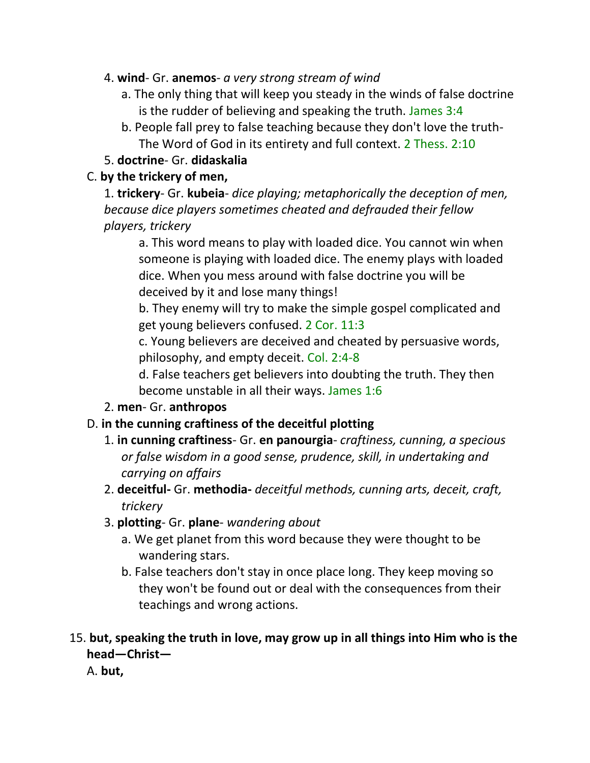4. **wind**- Gr. **anemos**- *a very strong stream of wind*
   a. The only thing that will keep you steady in the winds of false doctrine is the rudder of believing and speaking the truth. James 3:4
   b. People fall prey to false teaching because they don't love the truth- The Word of God in its entirety and full context. 2 Thess. 2:10
5. **doctrine**- Gr. **didaskalia**

C. **by the trickery of men,**

1. **trickery**- Gr. **kubeia**- *dice playing; metaphorically the deception of men, because dice players sometimes cheated and defrauded their fellow players, trickery*
   a. This word means to play with loaded dice. You cannot win when someone is playing with loaded dice. The enemy plays with loaded dice. When you mess around with false doctrine you will be deceived by it and lose many things!
   b. They enemy will try to make the simple gospel complicated and get young believers confused. 2 Cor. 11:3
   c. Young believers are deceived and cheated by persuasive words, philosophy, and empty deceit. Col. 2:4-8
   d. False teachers get believers into doubting the truth. They then become unstable in all their ways. James 1:6
2. **men**- Gr. **anthropos**

D. **in the cunning craftiness of the deceitful plotting**

1. **in cunning craftiness**- Gr. **en panourgia**- *craftiness, cunning, a specious or false wisdom in a good sense, prudence, skill, in undertaking and carrying on affairs*
2. **deceitful-** Gr. **methodia-** *deceitful methods, cunning arts, deceit, craft, trickery*
3. **plotting**- Gr. **plane**- *wandering about*
   a. We get planet from this word because they were thought to be wandering stars.
   b. False teachers don't stay in once place long. They keep moving so they won't be found out or deal with the consequences from their teachings and wrong actions.

15. **but, speaking the truth in love, may grow up in all things into Him who is the head—Christ—**

A. **but,**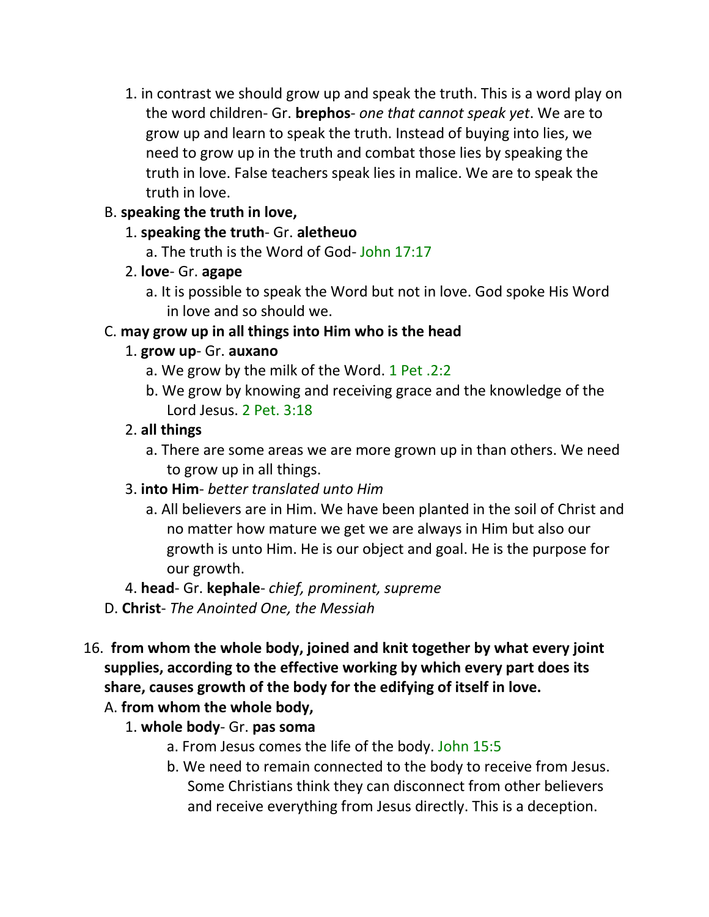1. in contrast we should grow up and speak the truth. This is a word play on the word children- Gr. **brephos**- *one that cannot speak yet*. We are to grow up and learn to speak the truth. Instead of buying into lies, we need to grow up in the truth and combat those lies by speaking the truth in love. False teachers speak lies in malice. We are to speak the truth in love.

B. **speaking the truth in love,**

1. **speaking the truth**- Gr. **aletheuo**
   a. The truth is the Word of God- John 17:17
2. **love**- Gr. **agape**
   a. It is possible to speak the Word but not in love. God spoke His Word in love and so should we.

C. **may grow up in all things into Him who is the head**

1. **grow up**- Gr. **auxano**
   a. We grow by the milk of the Word. 1 Pet .2:2
   b. We grow by knowing and receiving grace and the knowledge of the Lord Jesus. 2 Pet. 3:18
2. **all things**
   a. There are some areas we are more grown up in than others. We need to grow up in all things.
3. **into Him**- *better translated unto Him*
   a. All believers are in Him. We have been planted in the soil of Christ and no matter how mature we get we are always in Him but also our growth is unto Him. He is our object and goal. He is the purpose for our growth.
4. **head**- Gr. **kephale**- *chief, prominent, supreme*

D. **Christ**- *The Anointed One, the Messiah*

16. **from whom the whole body, joined and knit together by what every joint supplies, according to the effective working by which every part does its share, causes growth of the body for the edifying of itself in love.**

A. **from whom the whole body,**

1. **whole body**- Gr. **pas soma**
   a. From Jesus comes the life of the body. John 15:5
   b. We need to remain connected to the body to receive from Jesus. Some Christians think they can disconnect from other believers and receive everything from Jesus directly. This is a deception.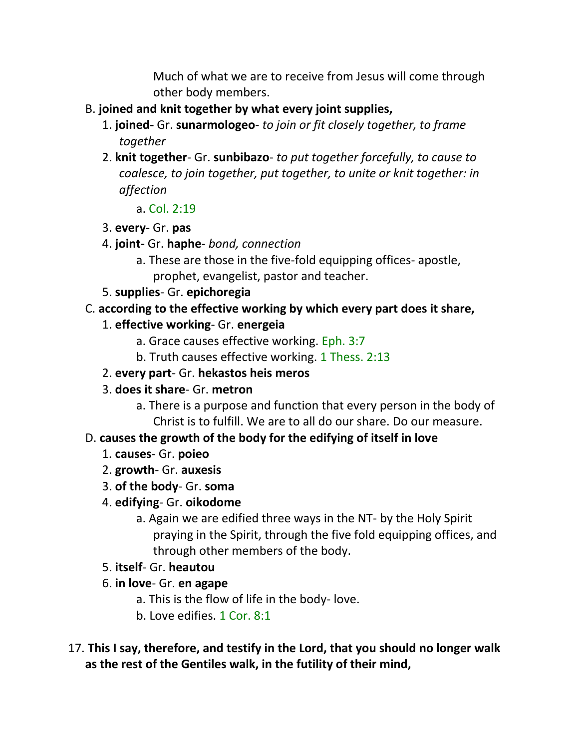Much of what we are to receive from Jesus will come through other body members.

B. **joined and knit together by what every joint supplies,**

   1. **joined-** Gr. **sunarmologeo**- *to join or fit closely together, to frame together*
   2. **knit together**- Gr. **sunbibazo**- *to put together forcefully, to cause to coalesce, to join together, put together, to unite or knit together: in affection*
      a. Col. 2:19
   3. **every**- Gr. **pas**
   4. **joint-** Gr. **haphe**- *bond, connection*
      a. These are those in the five-fold equipping offices- apostle, prophet, evangelist, pastor and teacher.
   5. **supplies**- Gr. **epichoregia**

C. **according to the effective working by which every part does it share,**

   1. **effective working**- Gr. **energeia**
      a. Grace causes effective working. Eph. 3:7
      b. Truth causes effective working. 1 Thess. 2:13
   2. **every part**- Gr. **hekastos heis meros**
   3. **does it share**- Gr. **metron**
      a. There is a purpose and function that every person in the body of Christ is to fulfill. We are to all do our share. Do our measure.

D. **causes the growth of the body for the edifying of itself in love**

   1. **causes**- Gr. **poieo**
   2. **growth**- Gr. **auxesis**
   3. **of the body**- Gr. **soma**
   4. **edifying**- Gr. **oikodome**
      a. Again we are edified three ways in the NT- by the Holy Spirit praying in the Spirit, through the five fold equipping offices, and through other members of the body.
   5. **itself**- Gr. **heautou**
   6. **in love**- Gr. **en agape**
      a. This is the flow of life in the body- love.
      b. Love edifies. 1 Cor. 8:1

17. **This I say, therefore, and testify in the Lord, that you should no longer walk as the rest of the Gentiles walk, in the futility of their mind,**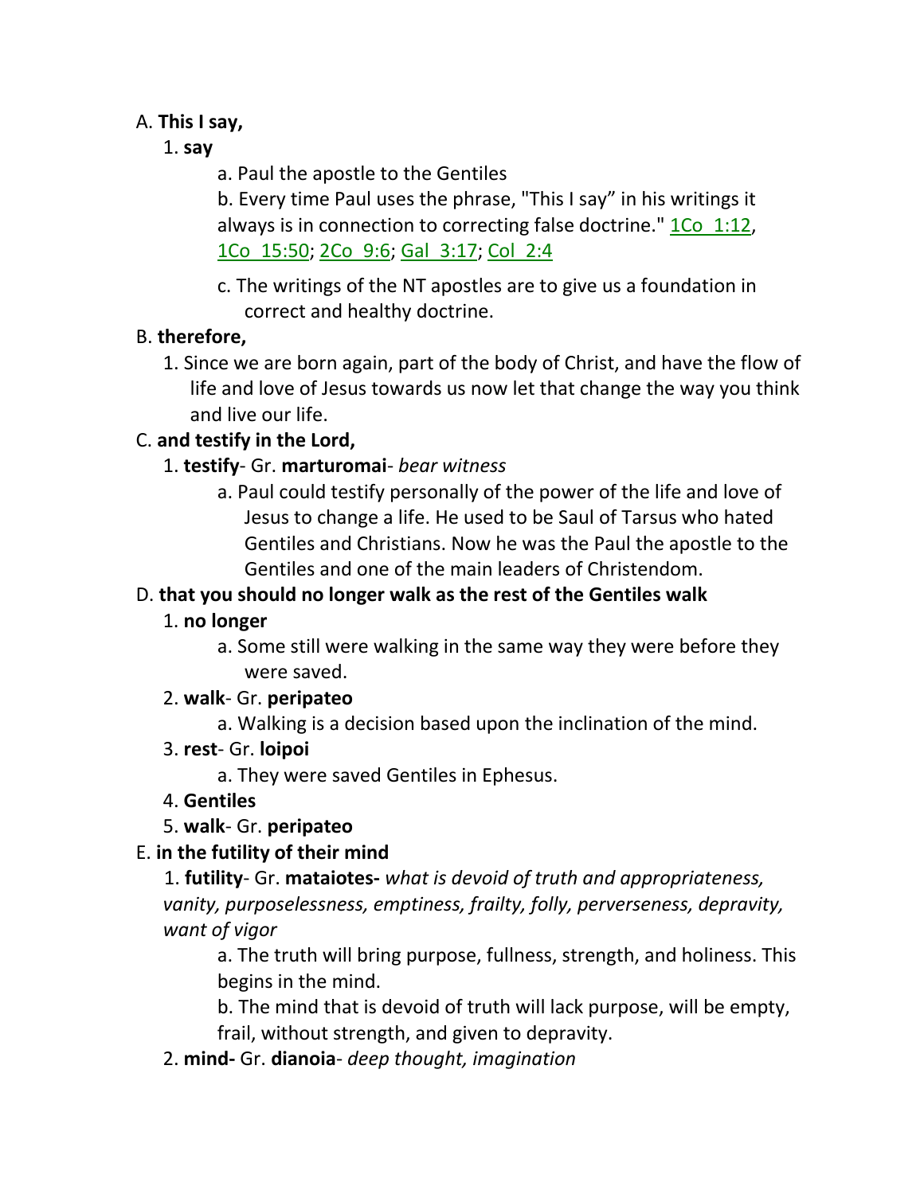A. **This I say,**

1. **say**

    a. Paul the apostle to the Gentiles

    b. Every time Paul uses the phrase, "This I say" in his writings it always is in connection to correcting false doctrine." 1Co_1:12, 1Co_15:50; 2Co_9:6; Gal_3:17; Col_2:4

    c. The writings of the NT apostles are to give us a foundation in correct and healthy doctrine.

B. **therefore,**

1. Since we are born again, part of the body of Christ, and have the flow of life and love of Jesus towards us now let that change the way you think and live our life.

C. **and testify in the Lord,**

1. **testify**- Gr. **marturomai**- *bear witness*

    a. Paul could testify personally of the power of the life and love of Jesus to change a life. He used to be Saul of Tarsus who hated Gentiles and Christians. Now he was the Paul the apostle to the Gentiles and one of the main leaders of Christendom.

D. **that you should no longer walk as the rest of the Gentiles walk**

1. **no longer**

    a. Some still were walking in the same way they were before they were saved.

2. **walk**- Gr. **peripateo**

    a. Walking is a decision based upon the inclination of the mind.

3. **rest**- Gr. **loipoi**

    a. They were saved Gentiles in Ephesus.

4. **Gentiles**

5. **walk**- Gr. **peripateo**

E. **in the futility of their mind**

1. **futility**- Gr. **mataiotes-** *what is devoid of truth and appropriateness, vanity, purposelessness, emptiness, frailty, folly, perverseness, depravity, want of vigor*

    a. The truth will bring purpose, fullness, strength, and holiness. This begins in the mind.

    b. The mind that is devoid of truth will lack purpose, will be empty, frail, without strength, and given to depravity.

2. **mind-** Gr. **dianoia**- *deep thought, imagination*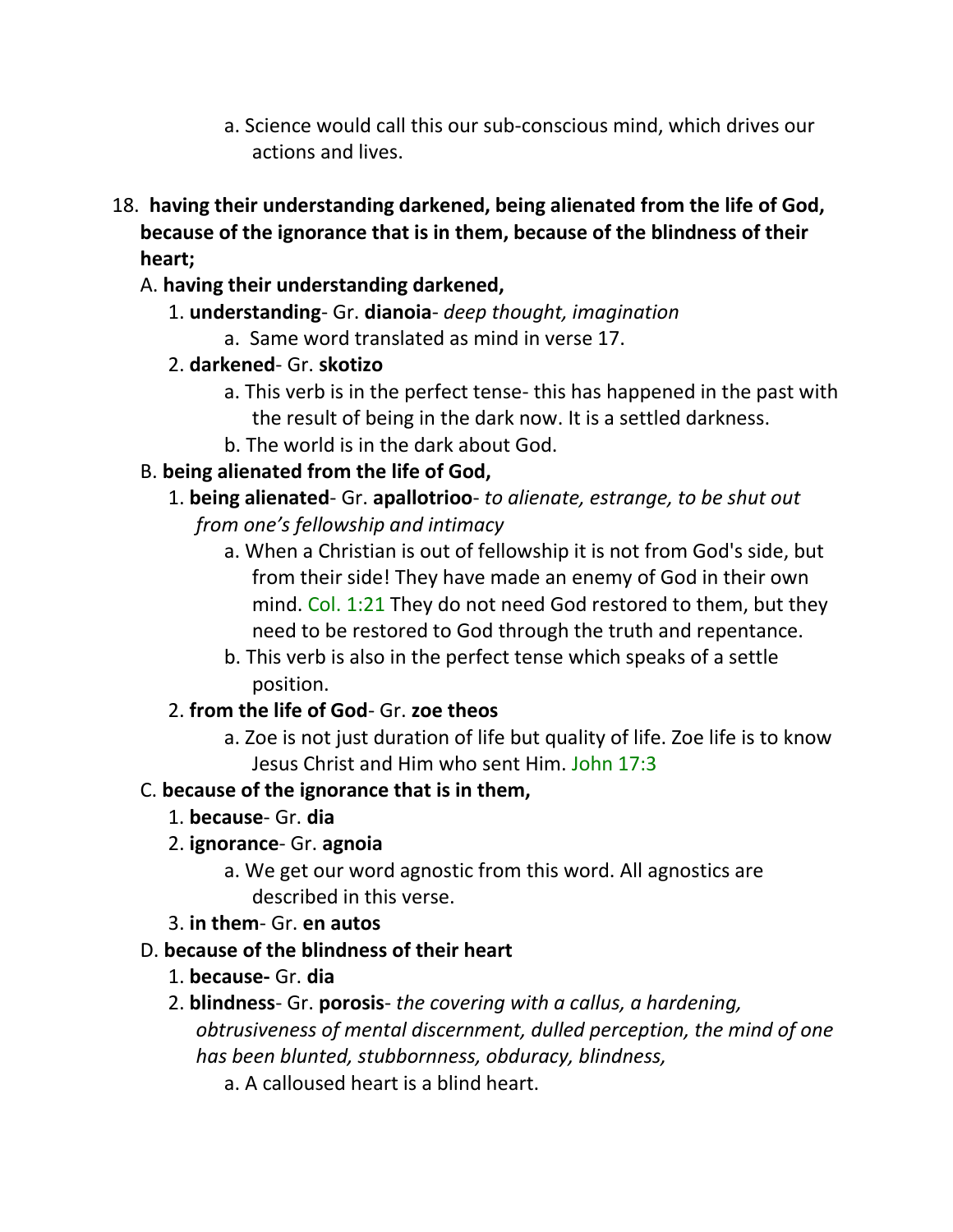a. Science would call this our sub-conscious mind, which drives our actions and lives.

18. **having their understanding darkened, being alienated from the life of God, because of the ignorance that is in them, because of the blindness of their heart;**

A. **having their understanding darkened,**

1. **understanding**- Gr. **dianoia**- *deep thought, imagination*
    a. Same word translated as mind in verse 17.
2. **darkened**- Gr. **skotizo**
    a. This verb is in the perfect tense- this has happened in the past with the result of being in the dark now. It is a settled darkness.
    b. The world is in the dark about God.

B. **being alienated from the life of God,**

1. **being alienated**- Gr. **apallotrioo**- *to alienate, estrange, to be shut out from one's fellowship and intimacy*
    a. When a Christian is out of fellowship it is not from God's side, but from their side! They have made an enemy of God in their own mind. Col. 1:21 They do not need God restored to them, but they need to be restored to God through the truth and repentance.
    b. This verb is also in the perfect tense which speaks of a settle position.
2. **from the life of God**- Gr. **zoe theos**
    a. Zoe is not just duration of life but quality of life. Zoe life is to know Jesus Christ and Him who sent Him. John 17:3

C. **because of the ignorance that is in them,**

1. **because**- Gr. **dia**
2. **ignorance**- Gr. **agnoia**
    a. We get our word agnostic from this word. All agnostics are described in this verse.
3. **in them**- Gr. **en autos**

D. **because of the blindness of their heart**

1. **because-** Gr. **dia**
2. **blindness**- Gr. **porosis**- *the covering with a callus, a hardening, obtrusiveness of mental discernment, dulled perception, the mind of one has been blunted, stubbornness, obduracy, blindness,*
    a. A calloused heart is a blind heart.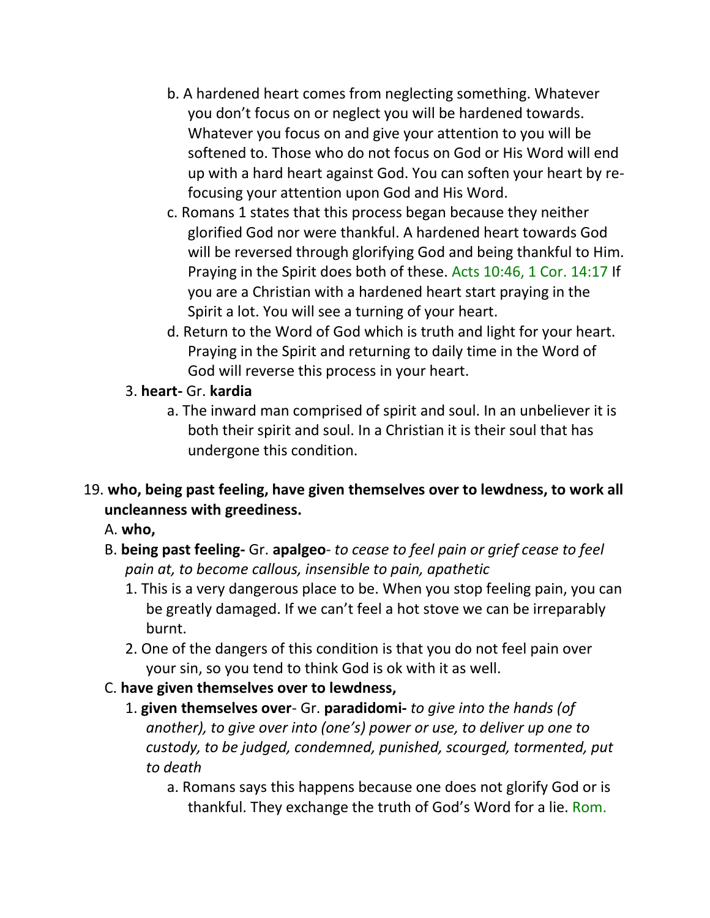b. A hardened heart comes from neglecting something. Whatever you don't focus on or neglect you will be hardened towards. Whatever you focus on and give your attention to you will be softened to. Those who do not focus on God or His Word will end up with a hard heart against God. You can soften your heart by re-focusing your attention upon God and His Word.

c. Romans 1 states that this process began because they neither glorified God nor were thankful. A hardened heart towards God will be reversed through glorifying God and being thankful to Him. Praying in the Spirit does both of these. Acts 10:46, 1 Cor. 14:17 If you are a Christian with a hardened heart start praying in the Spirit a lot. You will see a turning of your heart.

d. Return to the Word of God which is truth and light for your heart. Praying in the Spirit and returning to daily time in the Word of God will reverse this process in your heart.

3. **heart-** Gr. **kardia**

a. The inward man comprised of spirit and soul. In an unbeliever it is both their spirit and soul. In a Christian it is their soul that has undergone this condition.

19. **who, being past feeling, have given themselves over to lewdness, to work all uncleanness with greediness.**

A. **who,**

B. **being past feeling-** Gr. **apalgeo**- *to cease to feel pain or grief cease to feel pain at, to become callous, insensible to pain, apathetic*

1. This is a very dangerous place to be. When you stop feeling pain, you can be greatly damaged. If we can't feel a hot stove we can be irreparably burnt.

2. One of the dangers of this condition is that you do not feel pain over your sin, so you tend to think God is ok with it as well.

C. **have given themselves over to lewdness,**

1. **given themselves over**- Gr. **paradidomi-** *to give into the hands (of another), to give over into (one's) power or use, to deliver up one to custody, to be judged, condemned, punished, scourged, tormented, put to death*

a. Romans says this happens because one does not glorify God or is thankful. They exchange the truth of God's Word for a lie. Rom.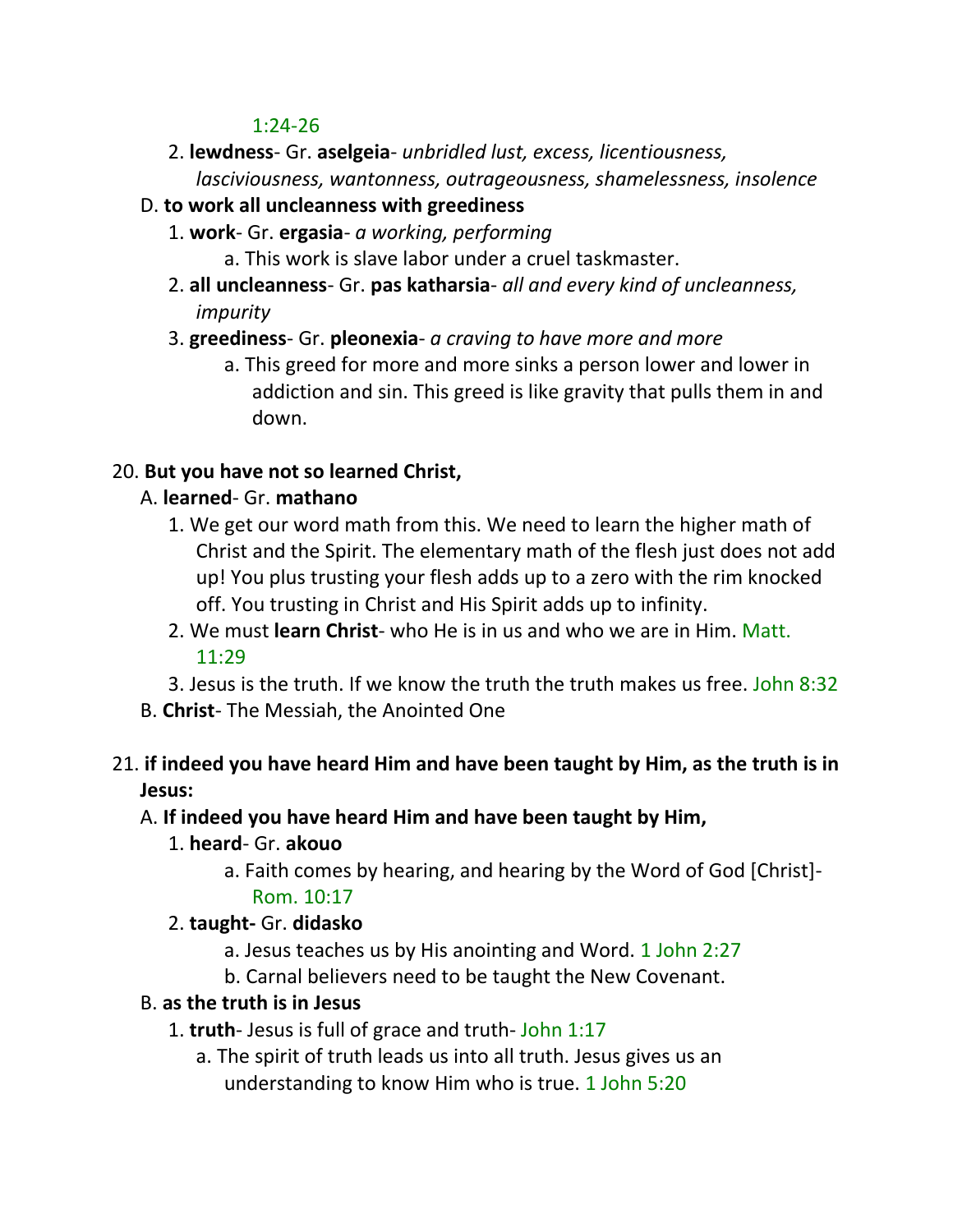1:24-26

2. **lewdness**- Gr. **aselgeia**- *unbridled lust, excess, licentiousness, lasciviousness, wantonness, outrageousness, shamelessness, insolence*

D. **to work all uncleanness with greediness**

1. **work**- Gr. **ergasia**- *a working, performing*
   a. This work is slave labor under a cruel taskmaster.
2. **all uncleanness**- Gr. **pas katharsia**- *all and every kind of uncleanness, impurity*
3. **greediness**- Gr. **pleonexia**- *a craving to have more and more*
   a. This greed for more and more sinks a person lower and lower in addiction and sin. This greed is like gravity that pulls them in and down.

20. **But you have not so learned Christ,**

A. **learned**- Gr. **mathano**

1. We get our word math from this. We need to learn the higher math of Christ and the Spirit. The elementary math of the flesh just does not add up! You plus trusting your flesh adds up to a zero with the rim knocked off. You trusting in Christ and His Spirit adds up to infinity.
2. We must **learn Christ**- who He is in us and who we are in Him. Matt. 11:29
3. Jesus is the truth. If we know the truth the truth makes us free. John 8:32

B. **Christ**- The Messiah, the Anointed One

21. **if indeed you have heard Him and have been taught by Him, as the truth is in Jesus:**

A. **If indeed you have heard Him and have been taught by Him,**

1. **heard**- Gr. **akouo**
   a. Faith comes by hearing, and hearing by the Word of God [Christ]- Rom. 10:17
2. **taught-** Gr. **didasko**
   a. Jesus teaches us by His anointing and Word. 1 John 2:27
   b. Carnal believers need to be taught the New Covenant.

B. **as the truth is in Jesus**

1. **truth**- Jesus is full of grace and truth- John 1:17
   a. The spirit of truth leads us into all truth. Jesus gives us an understanding to know Him who is true. 1 John 5:20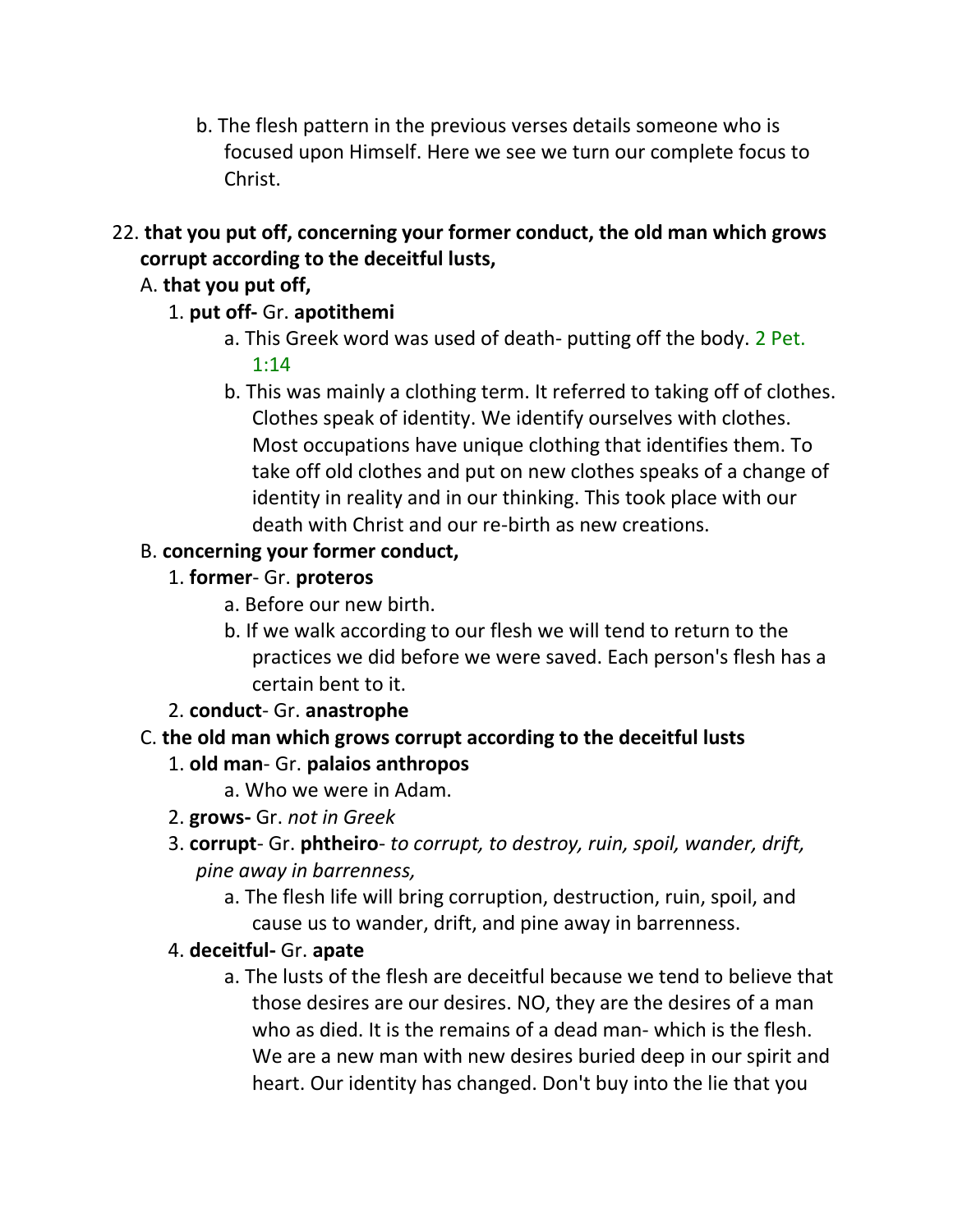b. The flesh pattern in the previous verses details someone who is focused upon Himself. Here we see we turn our complete focus to Christ.

22. **that you put off, concerning your former conduct, the old man which grows corrupt according to the deceitful lusts,**

A. **that you put off,**

1. **put off-** Gr. **apotithemi**
   - a. This Greek word was used of death- putting off the body. 2 Pet. 1:14
   - b. This was mainly a clothing term. It referred to taking off of clothes. Clothes speak of identity. We identify ourselves with clothes. Most occupations have unique clothing that identifies them. To take off old clothes and put on new clothes speaks of a change of identity in reality and in our thinking. This took place with our death with Christ and our re-birth as new creations.

B. **concerning your former conduct,**

1. **former**- Gr. **proteros**
   - a. Before our new birth.
   - b. If we walk according to our flesh we will tend to return to the practices we did before we were saved. Each person's flesh has a certain bent to it.
2. **conduct**- Gr. **anastrophe**

C. **the old man which grows corrupt according to the deceitful lusts**

1. **old man**- Gr. **palaios anthropos**
   - a. Who we were in Adam.
2. **grows-** Gr. *not in Greek*
3. **corrupt**- Gr. **phtheiro**- *to corrupt, to destroy, ruin, spoil, wander, drift, pine away in barrenness,*
   - a. The flesh life will bring corruption, destruction, ruin, spoil, and cause us to wander, drift, and pine away in barrenness.
4. **deceitful-** Gr. **apate**
   - a. The lusts of the flesh are deceitful because we tend to believe that those desires are our desires. NO, they are the desires of a man who as died. It is the remains of a dead man- which is the flesh. We are a new man with new desires buried deep in our spirit and heart. Our identity has changed. Don't buy into the lie that you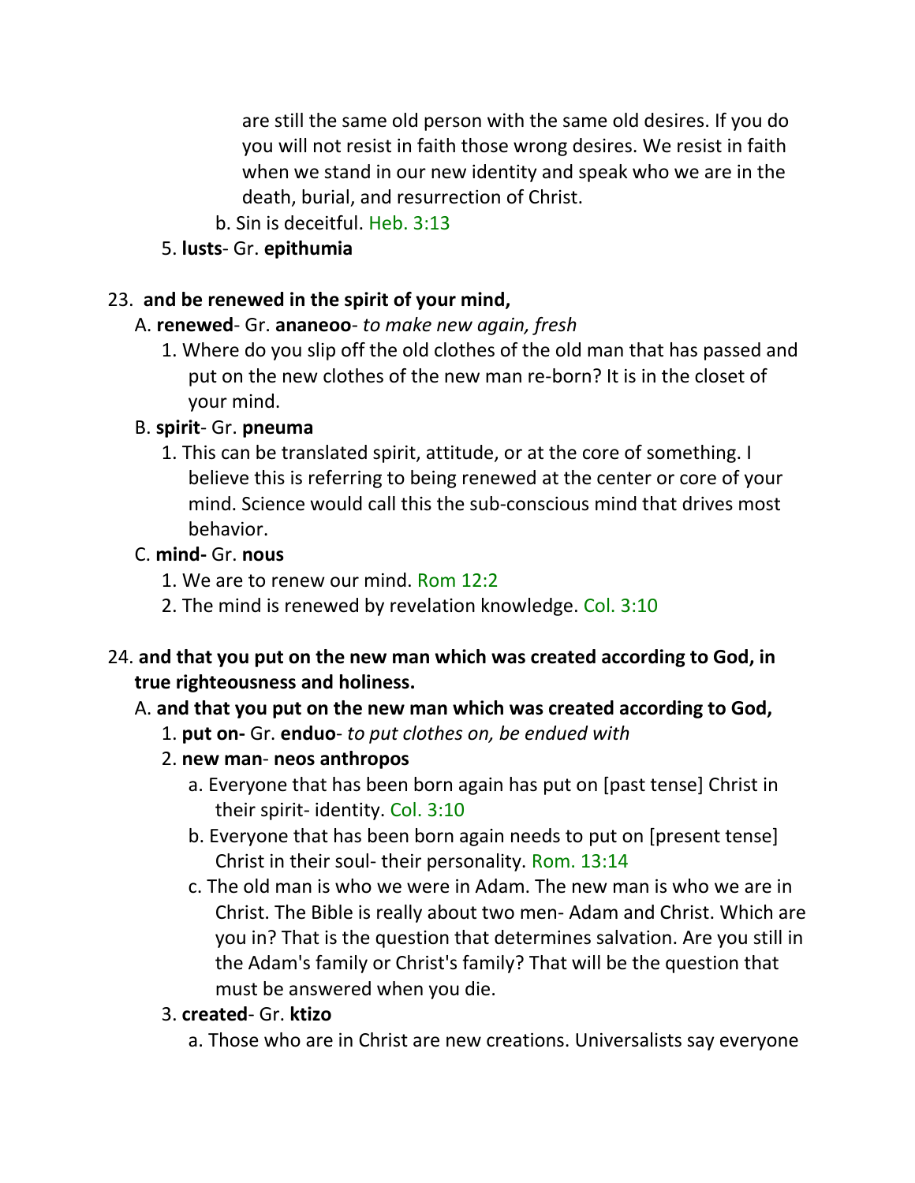are still the same old person with the same old desires. If you do you will not resist in faith those wrong desires. We resist in faith when we stand in our new identity and speak who we are in the death, burial, and resurrection of Christ.

b. Sin is deceitful. Heb. 3:13

5. **lusts**- Gr. **epithumia**

23. **and be renewed in the spirit of your mind,**

A. **renewed**- Gr. **ananeoo**- *to make new again, fresh*

1. Where do you slip off the old clothes of the old man that has passed and put on the new clothes of the new man re-born? It is in the closet of your mind.

B. **spirit**- Gr. **pneuma**

1. This can be translated spirit, attitude, or at the core of something. I believe this is referring to being renewed at the center or core of your mind. Science would call this the sub-conscious mind that drives most behavior.

C. **mind-** Gr. **nous**

1. We are to renew our mind. Rom 12:2
2. The mind is renewed by revelation knowledge. Col. 3:10

24. **and that you put on the new man which was created according to God, in true righteousness and holiness.**

A. **and that you put on the new man which was created according to God,**

1. **put on-** Gr. **enduo**- *to put clothes on, be endued with*
2. **new man**- **neos anthropos**
   a. Everyone that has been born again has put on [past tense] Christ in their spirit- identity. Col. 3:10
   b. Everyone that has been born again needs to put on [present tense] Christ in their soul- their personality. Rom. 13:14
   c. The old man is who we were in Adam. The new man is who we are in Christ. The Bible is really about two men- Adam and Christ. Which are you in? That is the question that determines salvation. Are you still in the Adam's family or Christ's family? That will be the question that must be answered when you die.
3. **created**- Gr. **ktizo**
   a. Those who are in Christ are new creations. Universalists say everyone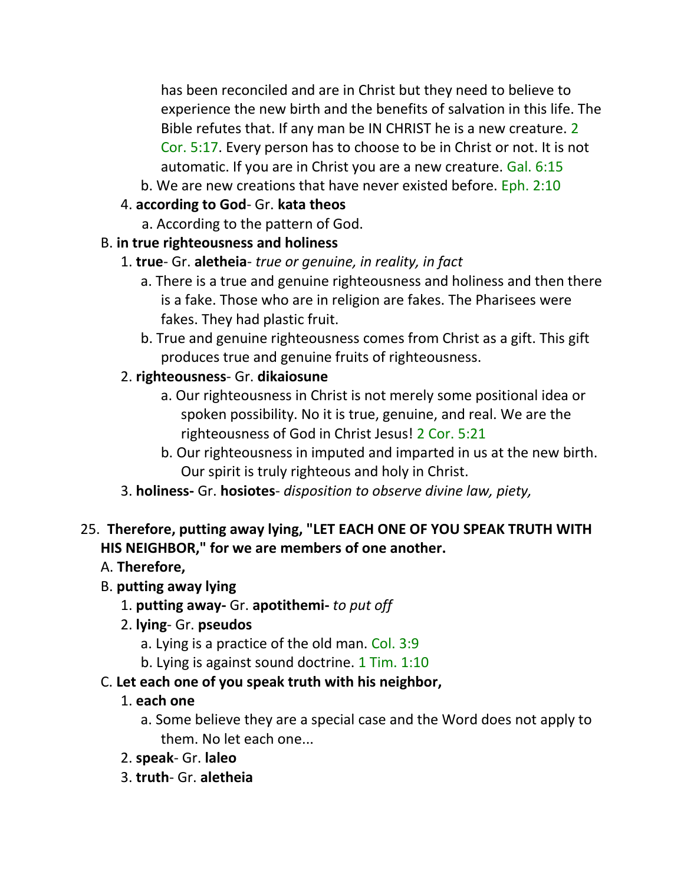has been reconciled and are in Christ but they need to believe to experience the new birth and the benefits of salvation in this life. The Bible refutes that. If any man be IN CHRIST he is a new creature. 2 Cor. 5:17. Every person has to choose to be in Christ or not. It is not automatic. If you are in Christ you are a new creature. Gal. 6:15

b. We are new creations that have never existed before. Eph. 2:10

4. **according to God**- Gr. **kata theos**
   a. According to the pattern of God.

B. **in true righteousness and holiness**

1. **true**- Gr. **aletheia**- *true or genuine, in reality, in fact*
   a. There is a true and genuine righteousness and holiness and then there is a fake. Those who are in religion are fakes. The Pharisees were fakes. They had plastic fruit.
   b. True and genuine righteousness comes from Christ as a gift. This gift produces true and genuine fruits of righteousness.

2. **righteousness**- Gr. **dikaiosune**
   a. Our righteousness in Christ is not merely some positional idea or spoken possibility. No it is true, genuine, and real. We are the righteousness of God in Christ Jesus! 2 Cor. 5:21
   b. Our righteousness in imputed and imparted in us at the new birth. Our spirit is truly righteous and holy in Christ.

3. **holiness-** Gr. **hosiotes**- *disposition to observe divine law, piety,*

25. **Therefore, putting away lying, "LET EACH ONE OF YOU SPEAK TRUTH WITH HIS NEIGHBOR," for we are members of one another.**

A. **Therefore,**

B. **putting away lying**

1. **putting away-** Gr. **apotithemi-** *to put off*
2. **lying**- Gr. **pseudos**
   a. Lying is a practice of the old man. Col. 3:9
   b. Lying is against sound doctrine. 1 Tim. 1:10

C. **Let each one of you speak truth with his neighbor,**

1. **each one**
   a. Some believe they are a special case and the Word does not apply to them. No let each one...
2. **speak**- Gr. **laleo**
3. **truth**- Gr. **aletheia**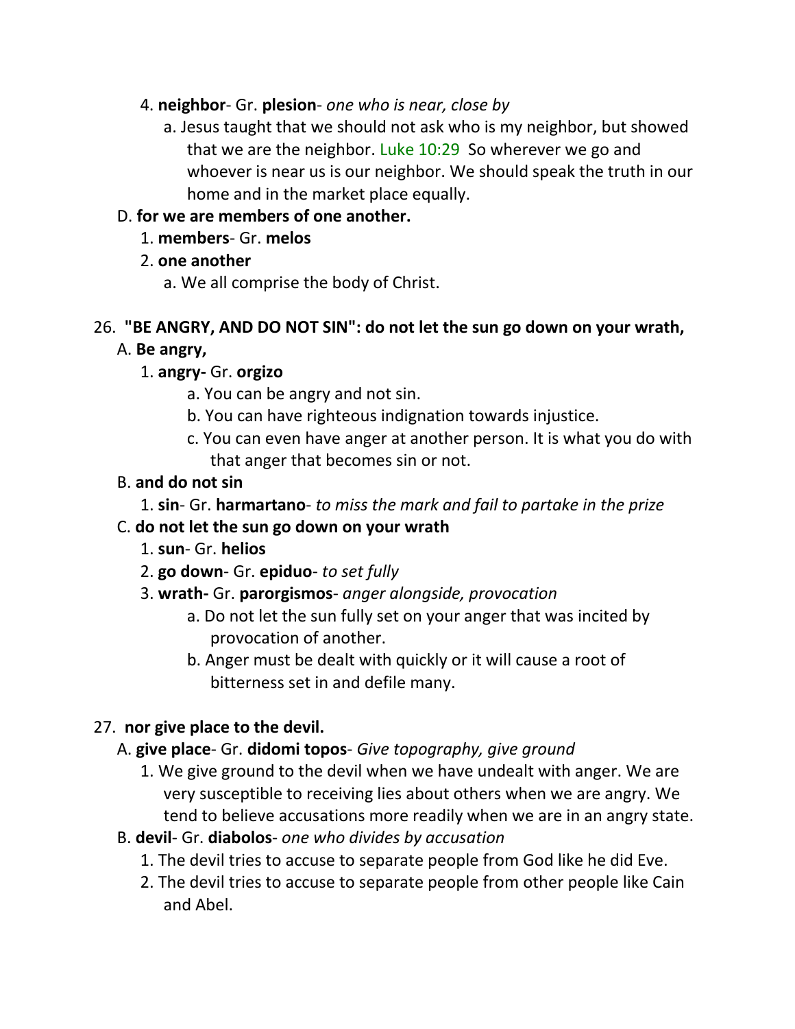4. **neighbor**- Gr. **plesion**- *one who is near, close by*
    a. Jesus taught that we should not ask who is my neighbor, but showed that we are the neighbor. Luke 10:29 So wherever we go and whoever is near us is our neighbor. We should speak the truth in our home and in the market place equally.

D. **for we are members of one another.**
1. **members**- Gr. **melos**
2. **one another**
    a. We all comprise the body of Christ.

26. **"BE ANGRY, AND DO NOT SIN": do not let the sun go down on your wrath,**

A. **Be angry,**
1. **angry-** Gr. **orgizo**
    a. You can be angry and not sin.
    b. You can have righteous indignation towards injustice.
    c. You can even have anger at another person. It is what you do with that anger that becomes sin or not.

B. **and do not sin**
1. **sin**- Gr. **harmartano**- *to miss the mark and fail to partake in the prize*

C. **do not let the sun go down on your wrath**
1. **sun**- Gr. **helios**
2. **go down**- Gr. **epiduo**- *to set fully*
3. **wrath-** Gr. **parorgismos**- *anger alongside, provocation*
    a. Do not let the sun fully set on your anger that was incited by provocation of another.
    b. Anger must be dealt with quickly or it will cause a root of bitterness set in and defile many.

27. **nor give place to the devil.**

A. **give place**- Gr. **didomi topos**- *Give topography, give ground*
1. We give ground to the devil when we have undealt with anger. We are very susceptible to receiving lies about others when we are angry. We tend to believe accusations more readily when we are in an angry state.

B. **devil**- Gr. **diabolos**- *one who divides by accusation*
1. The devil tries to accuse to separate people from God like he did Eve.
2. The devil tries to accuse to separate people from other people like Cain and Abel.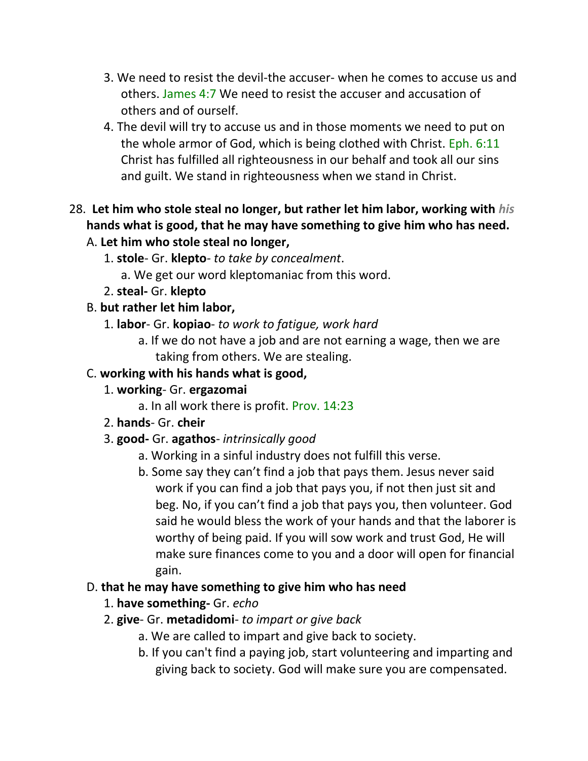3. We need to resist the devil-the accuser- when he comes to accuse us and others. James 4:7 We need to resist the accuser and accusation of others and of ourself.
4. The devil will try to accuse us and in those moments we need to put on the whole armor of God, which is being clothed with Christ. Eph. 6:11 Christ has fulfilled all righteousness in our behalf and took all our sins and guilt. We stand in righteousness when we stand in Christ.

28. **Let him who stole steal no longer, but rather let him labor, working with *his* hands what is good, that he may have something to give him who has need.**

A. **Let him who stole steal no longer,**

1. **stole**- Gr. **klepto**- *to take by concealment*.
   a. We get our word kleptomaniac from this word.
2. **steal-** Gr. **klepto**

B. **but rather let him labor,**

1. **labor**- Gr. **kopiao**- *to work to fatigue, work hard*
   a. If we do not have a job and are not earning a wage, then we are taking from others. We are stealing.

C. **working with his hands what is good,**

1. **working**- Gr. **ergazomai**
   a. In all work there is profit. Prov. 14:23
2. **hands**- Gr. **cheir**
3. **good-** Gr. **agathos**- *intrinsically good*
   a. Working in a sinful industry does not fulfill this verse.
   b. Some say they can't find a job that pays them. Jesus never said work if you can find a job that pays you, if not then just sit and beg. No, if you can't find a job that pays you, then volunteer. God said he would bless the work of your hands and that the laborer is worthy of being paid. If you will sow work and trust God, He will make sure finances come to you and a door will open for financial gain.

D. **that he may have something to give him who has need**

1. **have something-** Gr. *echo*
2. **give**- Gr. **metadidomi**- *to impart or give back*
   a. We are called to impart and give back to society.
   b. If you can't find a paying job, start volunteering and imparting and giving back to society. God will make sure you are compensated.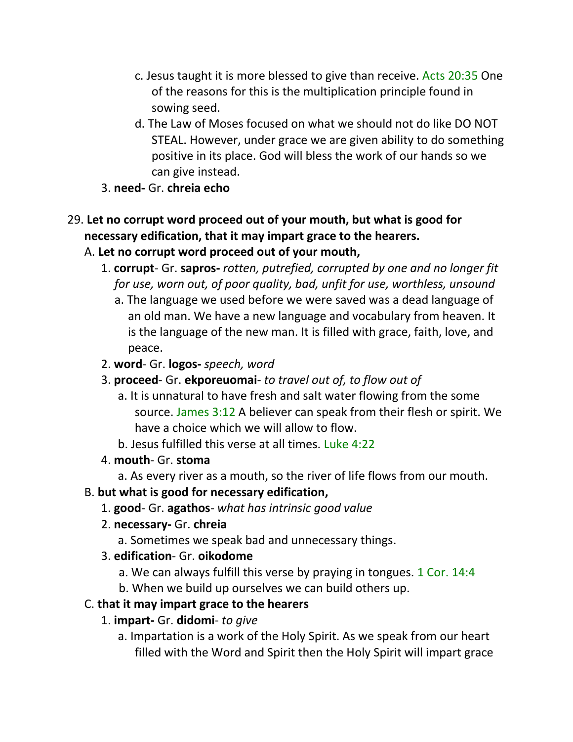c. Jesus taught it is more blessed to give than receive. Acts 20:35 One of the reasons for this is the multiplication principle found in sowing seed.

d. The Law of Moses focused on what we should not do like DO NOT STEAL. However, under grace we are given ability to do something positive in its place. God will bless the work of our hands so we can give instead.

3. **need-** Gr. **chreia echo**

29. **Let no corrupt word proceed out of your mouth, but what is good for necessary edification, that it may impart grace to the hearers.**

A. **Let no corrupt word proceed out of your mouth,**

1. **corrupt**- Gr. **sapros-** *rotten, putrefied, corrupted by one and no longer fit for use, worn out, of poor quality, bad, unfit for use, worthless, unsound*

a. The language we used before we were saved was a dead language of an old man. We have a new language and vocabulary from heaven. It is the language of the new man. It is filled with grace, faith, love, and peace.

2. **word**- Gr. **logos-** *speech, word*

3. **proceed**- Gr. **ekporeuomai**- *to travel out of, to flow out of*

a. It is unnatural to have fresh and salt water flowing from the some source. James 3:12 A believer can speak from their flesh or spirit. We have a choice which we will allow to flow.

b. Jesus fulfilled this verse at all times. Luke 4:22

4. **mouth**- Gr. **stoma**

a. As every river as a mouth, so the river of life flows from our mouth.

B. **but what is good for necessary edification,**

1. **good**- Gr. **agathos**- *what has intrinsic good value*

2. **necessary-** Gr. **chreia**

a. Sometimes we speak bad and unnecessary things.

3. **edification**- Gr. **oikodome**

a. We can always fulfill this verse by praying in tongues. 1 Cor. 14:4

b. When we build up ourselves we can build others up.

C. **that it may impart grace to the hearers**

1. **impart-** Gr. **didomi**- *to give*

a. Impartation is a work of the Holy Spirit. As we speak from our heart filled with the Word and Spirit then the Holy Spirit will impart grace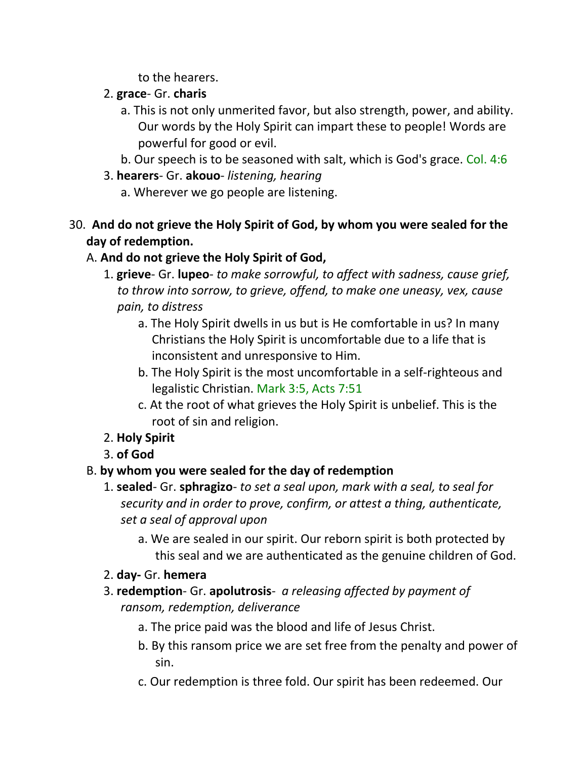to the hearers.

2. **grace**- Gr. **charis**
   - a. This is not only unmerited favor, but also strength, power, and ability. Our words by the Holy Spirit can impart these to people! Words are powerful for good or evil.
   - b. Our speech is to be seasoned with salt, which is God's grace. Col. 4:6
3. **hearers**- Gr. **akouo**- *listening, hearing*
   - a. Wherever we go people are listening.

30. **And do not grieve the Holy Spirit of God, by whom you were sealed for the day of redemption.**

A. **And do not grieve the Holy Spirit of God,**

1. **grieve**- Gr. **lupeo**- *to make sorrowful, to affect with sadness, cause grief, to throw into sorrow, to grieve, offend, to make one uneasy, vex, cause pain, to distress*
   - a. The Holy Spirit dwells in us but is He comfortable in us? In many Christians the Holy Spirit is uncomfortable due to a life that is inconsistent and unresponsive to Him.
   - b. The Holy Spirit is the most uncomfortable in a self-righteous and legalistic Christian. Mark 3:5, Acts 7:51
   - c. At the root of what grieves the Holy Spirit is unbelief. This is the root of sin and religion.
2. **Holy Spirit**
3. **of God**

B. **by whom you were sealed for the day of redemption**

1. **sealed**- Gr. **sphragizo**- *to set a seal upon, mark with a seal, to seal for security and in order to prove, confirm, or attest a thing, authenticate, set a seal of approval upon*
   - a. We are sealed in our spirit. Our reborn spirit is both protected by this seal and we are authenticated as the genuine children of God.
2. **day-** Gr. **hemera**
3. **redemption**- Gr. **apolutrosis**- *a releasing affected by payment of ransom, redemption, deliverance*
   - a. The price paid was the blood and life of Jesus Christ.
   - b. By this ransom price we are set free from the penalty and power of sin.
   - c. Our redemption is three fold. Our spirit has been redeemed. Our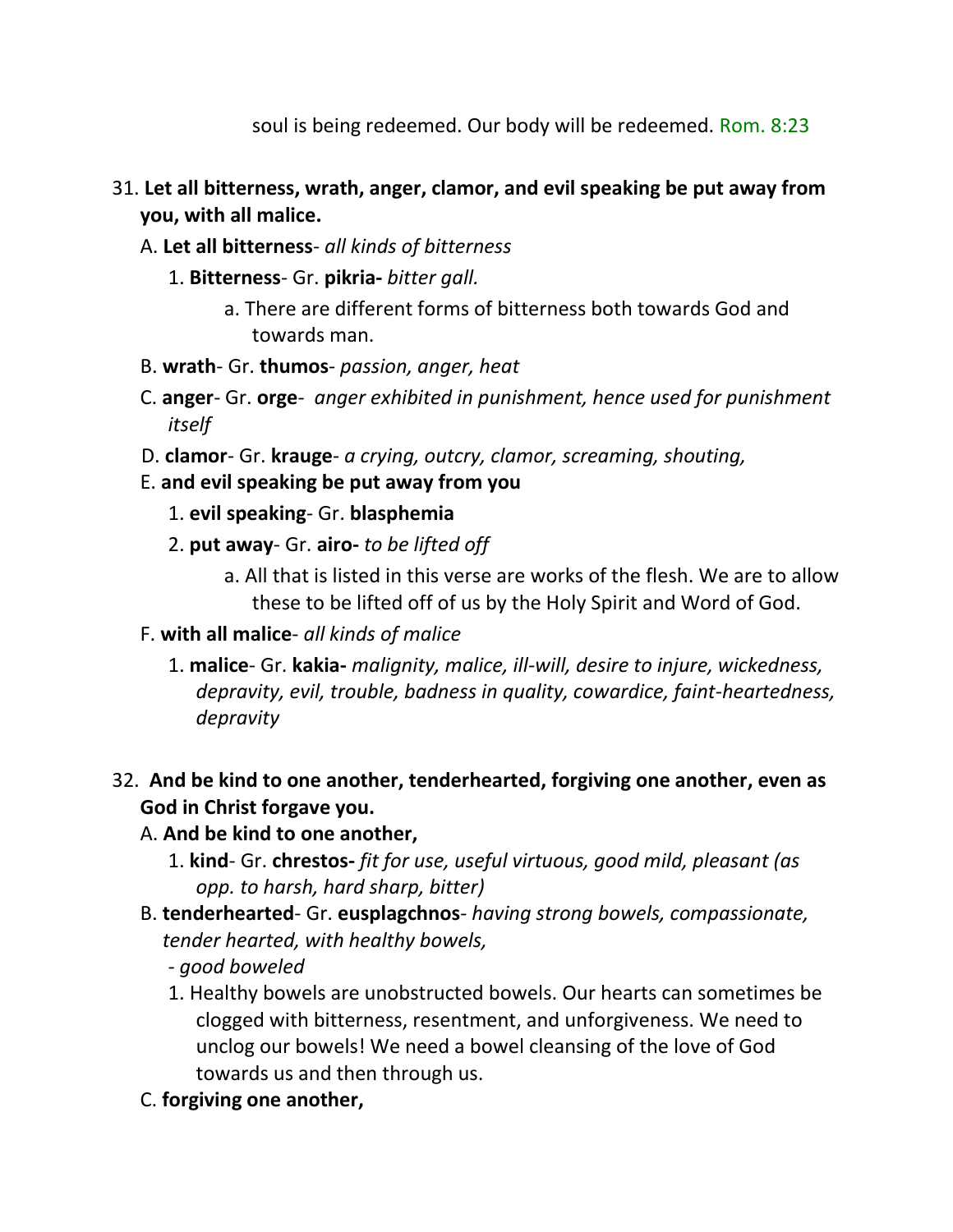soul is being redeemed. Our body will be redeemed. Rom. 8:23

31. **Let all bitterness, wrath, anger, clamor, and evil speaking be put away from you, with all malice.**
   - A. **Let all bitterness**- *all kinds of bitterness*
     1. **Bitterness**- Gr. **pikria-** *bitter gall.*
        - a. There are different forms of bitterness both towards God and towards man.
   - B. **wrath**- Gr. **thumos**- *passion, anger, heat*
   - C. **anger**- Gr. **orge**- *anger exhibited in punishment, hence used for punishment itself*
   - D. **clamor**- Gr. **krauge**- *a crying, outcry, clamor, screaming, shouting,*
   - E. **and evil speaking be put away from you**
     1. **evil speaking**- Gr. **blasphemia**
     2. **put away**- Gr. **airo-** *to be lifted off*
        - a. All that is listed in this verse are works of the flesh. We are to allow these to be lifted off of us by the Holy Spirit and Word of God.
   - F. **with all malice**- *all kinds of malice*
     1. **malice**- Gr. **kakia-** *malignity, malice, ill-will, desire to injure, wickedness, depravity, evil, trouble, badness in quality, cowardice, faint-heartedness, depravity*

32. **And be kind to one another, tenderhearted, forgiving one another, even as God in Christ forgave you.**
   - A. **And be kind to one another,**
     1. **kind**- Gr. **chrestos-** *fit for use, useful virtuous, good mild, pleasant (as opp. to harsh, hard sharp, bitter)*
   - B. **tenderhearted**- Gr. **eusplagchnos**- *having strong bowels, compassionate, tender hearted, with healthy bowels,*
     *- good boweled*
     1. Healthy bowels are unobstructed bowels. Our hearts can sometimes be clogged with bitterness, resentment, and unforgiveness. We need to unclog our bowels! We need a bowel cleansing of the love of God towards us and then through us.
   - C. **forgiving one another,**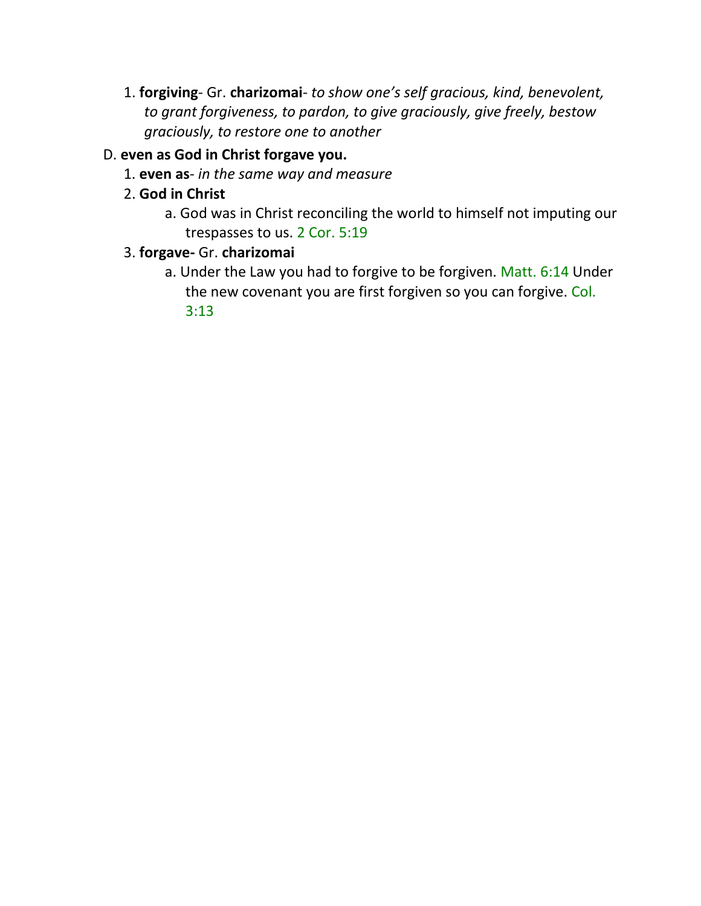1. **forgiving**- Gr. **charizomai**- *to show one's self gracious, kind, benevolent, to grant forgiveness, to pardon, to give graciously, give freely, bestow graciously, to restore one to another*

D. **even as God in Christ forgave you.**

1. **even as**- *in the same way and measure*
2. **God in Christ**
   a. God was in Christ reconciling the world to himself not imputing our trespasses to us. 2 Cor. 5:19
3. **forgave-** Gr. **charizomai**
   a. Under the Law you had to forgive to be forgiven. Matt. 6:14 Under the new covenant you are first forgiven so you can forgive. Col. 3:13